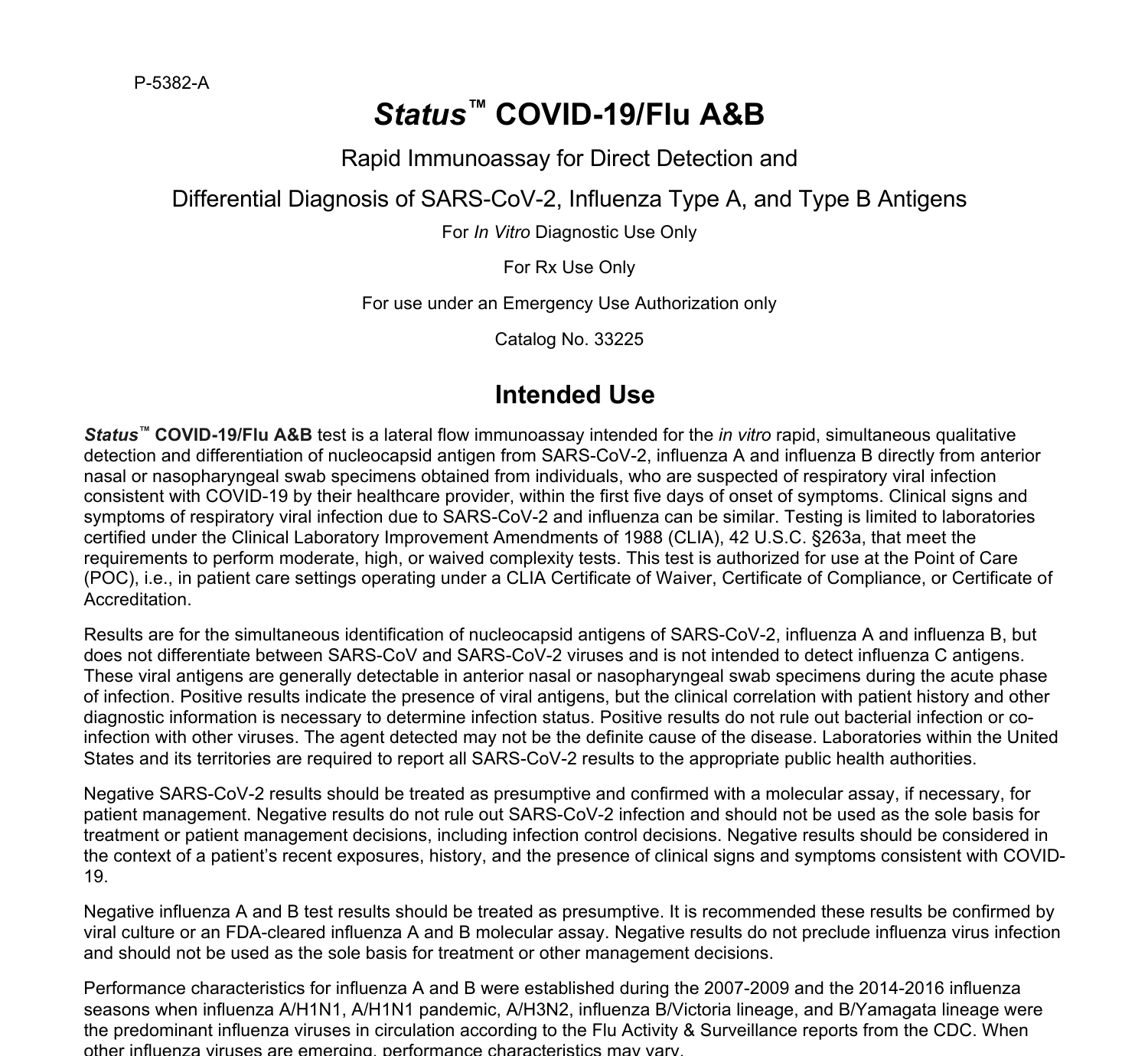P-5382-A

# *Status*™ COVID-19/Flu A&B

Rapid Immunoassay for Direct Detection and

Differential Diagnosis of SARS-CoV-2, Influenza Type A, and Type B Antigens

For *In Vitro* Diagnostic Use Only

For Rx Use Only

For use under an Emergency Use Authorization only

Catalog No. 33225

## Intended Use

***Status*™ COVID-19/Flu A&B** test is a lateral flow immunoassay intended for the *in vitro* rapid, simultaneous qualitative detection and differentiation of nucleocapsid antigen from SARS-CoV-2, influenza A and influenza B directly from anterior nasal or nasopharyngeal swab specimens obtained from individuals, who are suspected of respiratory viral infection consistent with COVID-19 by their healthcare provider, within the first five days of onset of symptoms. Clinical signs and symptoms of respiratory viral infection due to SARS-CoV-2 and influenza can be similar. Testing is limited to laboratories certified under the Clinical Laboratory Improvement Amendments of 1988 (CLIA), 42 U.S.C. §263a, that meet the requirements to perform moderate, high, or waived complexity tests. This test is authorized for use at the Point of Care (POC), i.e., in patient care settings operating under a CLIA Certificate of Waiver, Certificate of Compliance, or Certificate of Accreditation.

Results are for the simultaneous identification of nucleocapsid antigens of SARS-CoV-2, influenza A and influenza B, but does not differentiate between SARS-CoV and SARS-CoV-2 viruses and is not intended to detect influenza C antigens. These viral antigens are generally detectable in anterior nasal or nasopharyngeal swab specimens during the acute phase of infection. Positive results indicate the presence of viral antigens, but the clinical correlation with patient history and other diagnostic information is necessary to determine infection status. Positive results do not rule out bacterial infection or co-infection with other viruses. The agent detected may not be the definite cause of the disease. Laboratories within the United States and its territories are required to report all SARS-CoV-2 results to the appropriate public health authorities.

Negative SARS-CoV-2 results should be treated as presumptive and confirmed with a molecular assay, if necessary, for patient management. Negative results do not rule out SARS-CoV-2 infection and should not be used as the sole basis for treatment or patient management decisions, including infection control decisions. Negative results should be considered in the context of a patient's recent exposures, history, and the presence of clinical signs and symptoms consistent with COVID-19.

Negative influenza A and B test results should be treated as presumptive. It is recommended these results be confirmed by viral culture or an FDA-cleared influenza A and B molecular assay. Negative results do not preclude influenza virus infection and should not be used as the sole basis for treatment or other management decisions.

Performance characteristics for influenza A and B were established during the 2007-2009 and the 2014-2016 influenza seasons when influenza A/H1N1, A/H1N1 pandemic, A/H3N2, influenza B/Victoria lineage, and B/Yamagata lineage were the predominant influenza viruses in circulation according to the Flu Activity & Surveillance reports from the CDC. When other influenza viruses are emerging, performance characteristics may vary.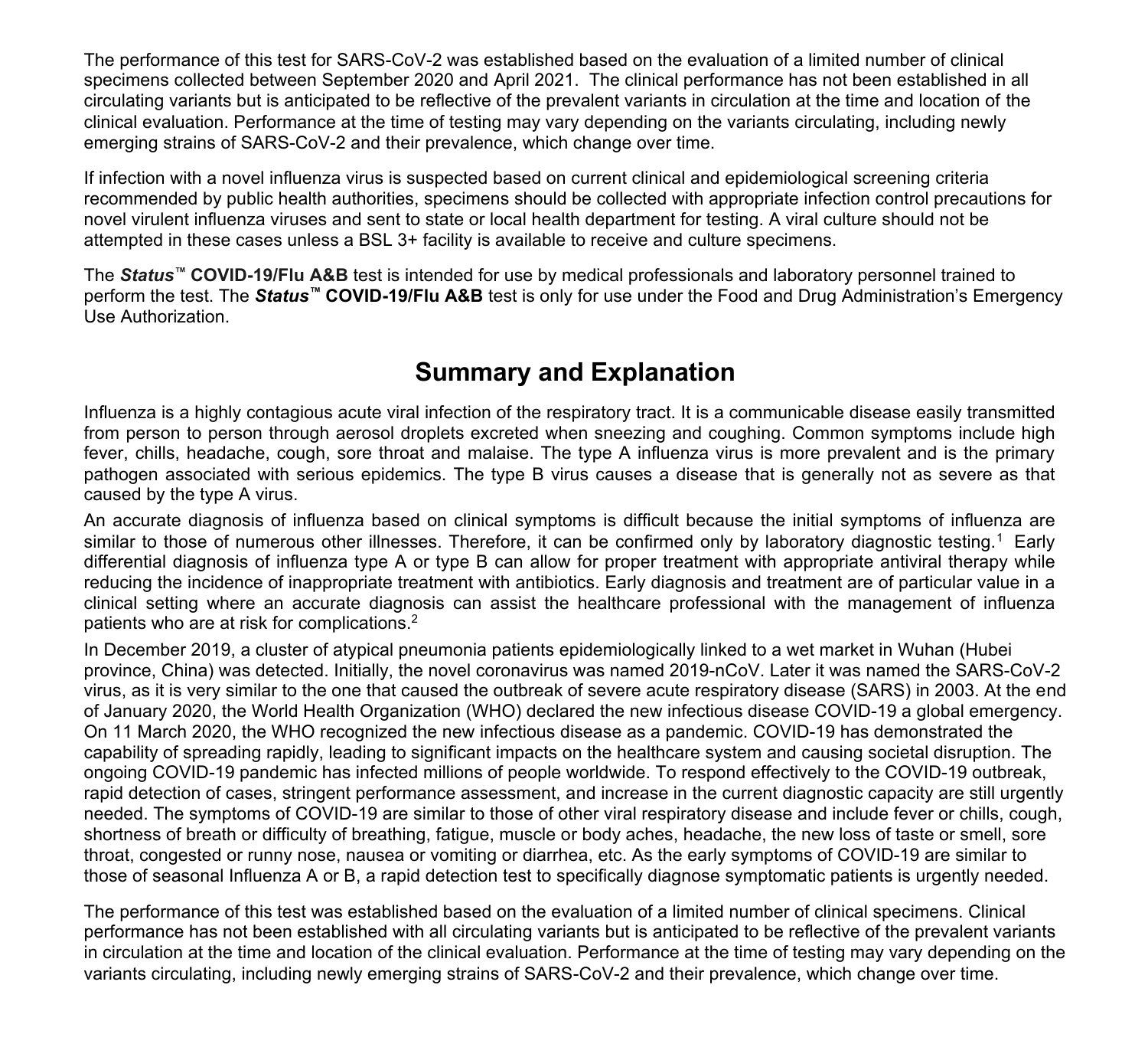The performance of this test for SARS-CoV-2 was established based on the evaluation of a limited number of clinical specimens collected between September 2020 and April 2021. The clinical performance has not been established in all circulating variants but is anticipated to be reflective of the prevalent variants in circulation at the time and location of the clinical evaluation. Performance at the time of testing may vary depending on the variants circulating, including newly emerging strains of SARS-CoV-2 and their prevalence, which change over time.

If infection with a novel influenza virus is suspected based on current clinical and epidemiological screening criteria recommended by public health authorities, specimens should be collected with appropriate infection control precautions for novel virulent influenza viruses and sent to state or local health department for testing. A viral culture should not be attempted in these cases unless a BSL 3+ facility is available to receive and culture specimens.

The ***Status*™ COVID-19/Flu A&B** test is intended for use by medical professionals and laboratory personnel trained to perform the test. The ***Status*™ COVID-19/Flu A&B** test is only for use under the Food and Drug Administration's Emergency Use Authorization.

## Summary and Explanation

Influenza is a highly contagious acute viral infection of the respiratory tract. It is a communicable disease easily transmitted from person to person through aerosol droplets excreted when sneezing and coughing. Common symptoms include high fever, chills, headache, cough, sore throat and malaise. The type A influenza virus is more prevalent and is the primary pathogen associated with serious epidemics. The type B virus causes a disease that is generally not as severe as that caused by the type A virus.

An accurate diagnosis of influenza based on clinical symptoms is difficult because the initial symptoms of influenza are similar to those of numerous other illnesses. Therefore, it can be confirmed only by laboratory diagnostic testing.[1] Early differential diagnosis of influenza type A or type B can allow for proper treatment with appropriate antiviral therapy while reducing the incidence of inappropriate treatment with antibiotics. Early diagnosis and treatment are of particular value in a clinical setting where an accurate diagnosis can assist the healthcare professional with the management of influenza patients who are at risk for complications.[2]

In December 2019, a cluster of atypical pneumonia patients epidemiologically linked to a wet market in Wuhan (Hubei province, China) was detected. Initially, the novel coronavirus was named 2019-nCoV. Later it was named the SARS-CoV-2 virus, as it is very similar to the one that caused the outbreak of severe acute respiratory disease (SARS) in 2003. At the end of January 2020, the World Health Organization (WHO) declared the new infectious disease COVID-19 a global emergency. On 11 March 2020, the WHO recognized the new infectious disease as a pandemic. COVID-19 has demonstrated the capability of spreading rapidly, leading to significant impacts on the healthcare system and causing societal disruption. The ongoing COVID-19 pandemic has infected millions of people worldwide. To respond effectively to the COVID-19 outbreak, rapid detection of cases, stringent performance assessment, and increase in the current diagnostic capacity are still urgently needed. The symptoms of COVID-19 are similar to those of other viral respiratory disease and include fever or chills, cough, shortness of breath or difficulty of breathing, fatigue, muscle or body aches, headache, the new loss of taste or smell, sore throat, congested or runny nose, nausea or vomiting or diarrhea, etc. As the early symptoms of COVID-19 are similar to those of seasonal Influenza A or B, a rapid detection test to specifically diagnose symptomatic patients is urgently needed.

The performance of this test was established based on the evaluation of a limited number of clinical specimens. Clinical performance has not been established with all circulating variants but is anticipated to be reflective of the prevalent variants in circulation at the time and location of the clinical evaluation. Performance at the time of testing may vary depending on the variants circulating, including newly emerging strains of SARS-CoV-2 and their prevalence, which change over time.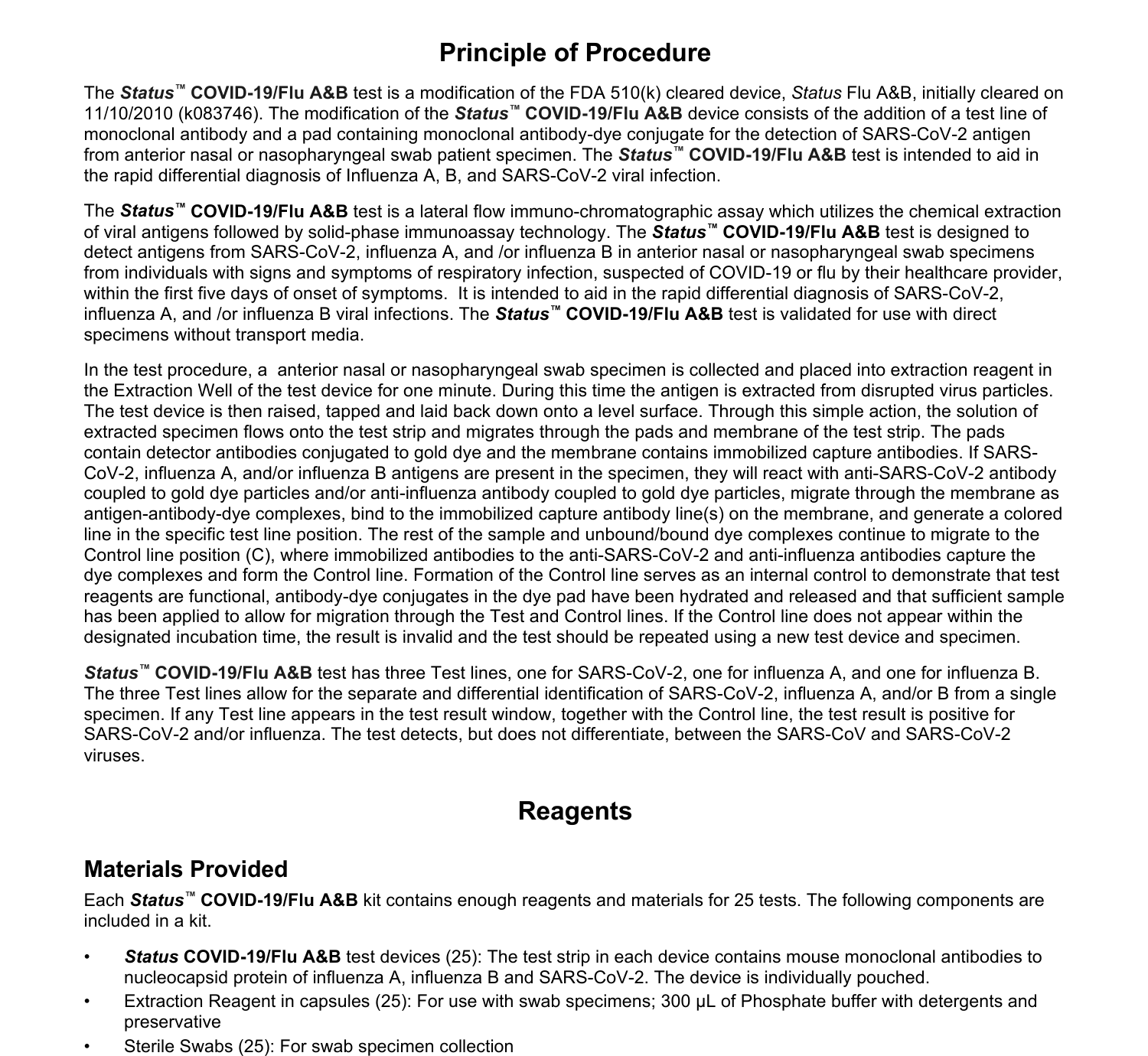# Principle of Procedure

The ***Status***™ **COVID-19/Flu A&B** test is a modification of the FDA 510(k) cleared device, *Status* Flu A&B, initially cleared on 11/10/2010 (k083746). The modification of the ***Status***™ **COVID-19/Flu A&B** device consists of the addition of a test line of monoclonal antibody and a pad containing monoclonal antibody-dye conjugate for the detection of SARS-CoV-2 antigen from anterior nasal or nasopharyngeal swab patient specimen. The ***Status***™ **COVID-19/Flu A&B** test is intended to aid in the rapid differential diagnosis of Influenza A, B, and SARS-CoV-2 viral infection.

The ***Status***™ **COVID-19/Flu A&B** test is a lateral flow immuno-chromatographic assay which utilizes the chemical extraction of viral antigens followed by solid-phase immunoassay technology. The ***Status***™ **COVID-19/Flu A&B** test is designed to detect antigens from SARS-CoV-2, influenza A, and /or influenza B in anterior nasal or nasopharyngeal swab specimens from individuals with signs and symptoms of respiratory infection, suspected of COVID-19 or flu by their healthcare provider, within the first five days of onset of symptoms. It is intended to aid in the rapid differential diagnosis of SARS-CoV-2, influenza A, and /or influenza B viral infections. The ***Status***™ **COVID-19/Flu A&B** test is validated for use with direct specimens without transport media.

In the test procedure, a anterior nasal or nasopharyngeal swab specimen is collected and placed into extraction reagent in the Extraction Well of the test device for one minute. During this time the antigen is extracted from disrupted virus particles. The test device is then raised, tapped and laid back down onto a level surface. Through this simple action, the solution of extracted specimen flows onto the test strip and migrates through the pads and membrane of the test strip. The pads contain detector antibodies conjugated to gold dye and the membrane contains immobilized capture antibodies. If SARS-CoV-2, influenza A, and/or influenza B antigens are present in the specimen, they will react with anti-SARS-CoV-2 antibody coupled to gold dye particles and/or anti-influenza antibody coupled to gold dye particles, migrate through the membrane as antigen-antibody-dye complexes, bind to the immobilized capture antibody line(s) on the membrane, and generate a colored line in the specific test line position. The rest of the sample and unbound/bound dye complexes continue to migrate to the Control line position (C), where immobilized antibodies to the anti-SARS-CoV-2 and anti-influenza antibodies capture the dye complexes and form the Control line. Formation of the Control line serves as an internal control to demonstrate that test reagents are functional, antibody-dye conjugates in the dye pad have been hydrated and released and that sufficient sample has been applied to allow for migration through the Test and Control lines. If the Control line does not appear within the designated incubation time, the result is invalid and the test should be repeated using a new test device and specimen.

***Status***™ **COVID-19/Flu A&B** test has three Test lines, one for SARS-CoV-2, one for influenza A, and one for influenza B. The three Test lines allow for the separate and differential identification of SARS-CoV-2, influenza A, and/or B from a single specimen. If any Test line appears in the test result window, together with the Control line, the test result is positive for SARS-CoV-2 and/or influenza. The test detects, but does not differentiate, between the SARS-CoV and SARS-CoV-2 viruses.

# Reagents

## Materials Provided

Each ***Status***™ **COVID-19/Flu A&B** kit contains enough reagents and materials for 25 tests. The following components are included in a kit.

- ***Status*** **COVID-19/Flu A&B** test devices (25): The test strip in each device contains mouse monoclonal antibodies to nucleocapsid protein of influenza A, influenza B and SARS-CoV-2. The device is individually pouched.
- Extraction Reagent in capsules (25): For use with swab specimens; 300 µL of Phosphate buffer with detergents and preservative
- Sterile Swabs (25): For swab specimen collection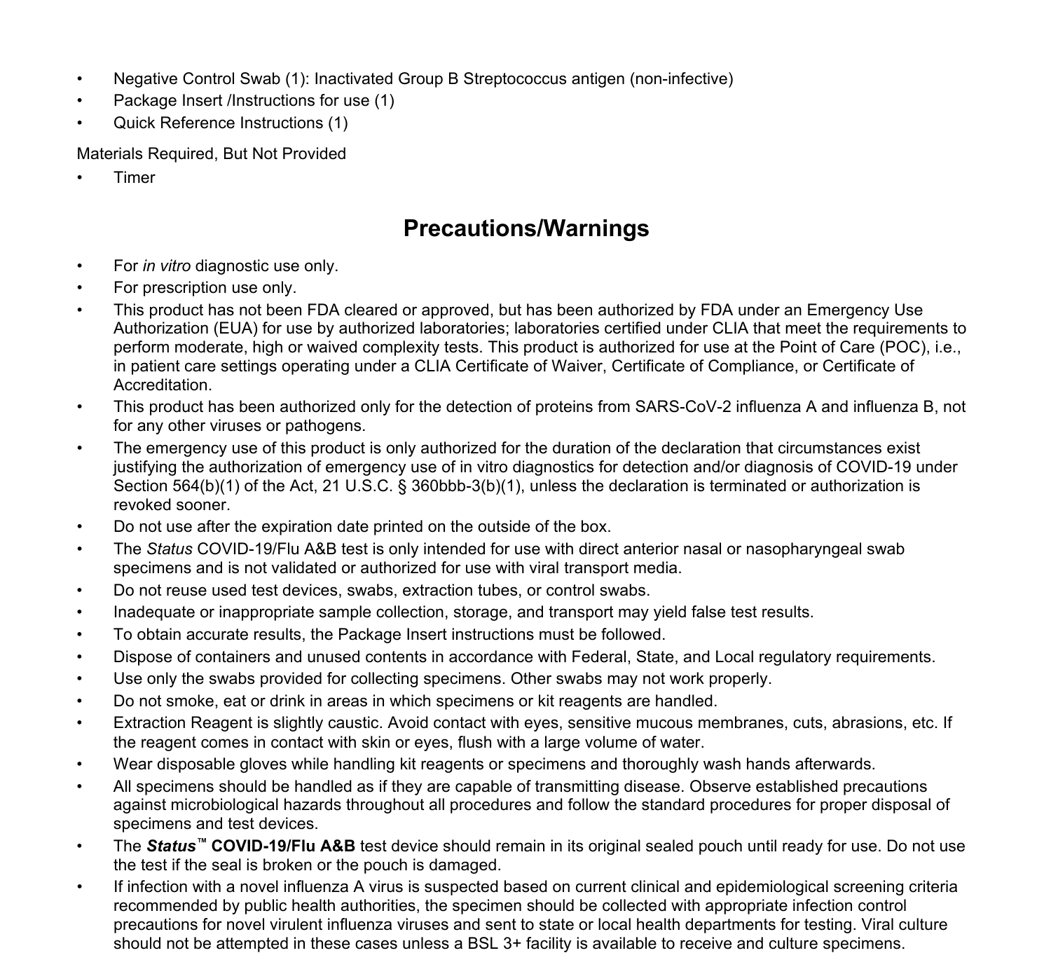- Negative Control Swab (1): Inactivated Group B Streptococcus antigen (non-infective)
- Package Insert /Instructions for use (1)
- Quick Reference Instructions (1)

Materials Required, But Not Provided

- Timer

## Precautions/Warnings

- For *in vitro* diagnostic use only.
- For prescription use only.
- This product has not been FDA cleared or approved, but has been authorized by FDA under an Emergency Use Authorization (EUA) for use by authorized laboratories; laboratories certified under CLIA that meet the requirements to perform moderate, high or waived complexity tests. This product is authorized for use at the Point of Care (POC), i.e., in patient care settings operating under a CLIA Certificate of Waiver, Certificate of Compliance, or Certificate of Accreditation.
- This product has been authorized only for the detection of proteins from SARS-CoV-2 influenza A and influenza B, not for any other viruses or pathogens.
- The emergency use of this product is only authorized for the duration of the declaration that circumstances exist justifying the authorization of emergency use of in vitro diagnostics for detection and/or diagnosis of COVID-19 under Section 564(b)(1) of the Act, 21 U.S.C. § 360bbb-3(b)(1), unless the declaration is terminated or authorization is revoked sooner.
- Do not use after the expiration date printed on the outside of the box.
- The *Status* COVID-19/Flu A&B test is only intended for use with direct anterior nasal or nasopharyngeal swab specimens and is not validated or authorized for use with viral transport media.
- Do not reuse used test devices, swabs, extraction tubes, or control swabs.
- Inadequate or inappropriate sample collection, storage, and transport may yield false test results.
- To obtain accurate results, the Package Insert instructions must be followed.
- Dispose of containers and unused contents in accordance with Federal, State, and Local regulatory requirements.
- Use only the swabs provided for collecting specimens. Other swabs may not work properly.
- Do not smoke, eat or drink in areas in which specimens or kit reagents are handled.
- Extraction Reagent is slightly caustic. Avoid contact with eyes, sensitive mucous membranes, cuts, abrasions, etc. If the reagent comes in contact with skin or eyes, flush with a large volume of water.
- Wear disposable gloves while handling kit reagents or specimens and thoroughly wash hands afterwards.
- All specimens should be handled as if they are capable of transmitting disease. Observe established precautions against microbiological hazards throughout all procedures and follow the standard procedures for proper disposal of specimens and test devices.
- The ***Status*™ COVID-19/Flu A&B** test device should remain in its original sealed pouch until ready for use. Do not use the test if the seal is broken or the pouch is damaged.
- If infection with a novel influenza A virus is suspected based on current clinical and epidemiological screening criteria recommended by public health authorities, the specimen should be collected with appropriate infection control precautions for novel virulent influenza viruses and sent to state or local health departments for testing. Viral culture should not be attempted in these cases unless a BSL 3+ facility is available to receive and culture specimens.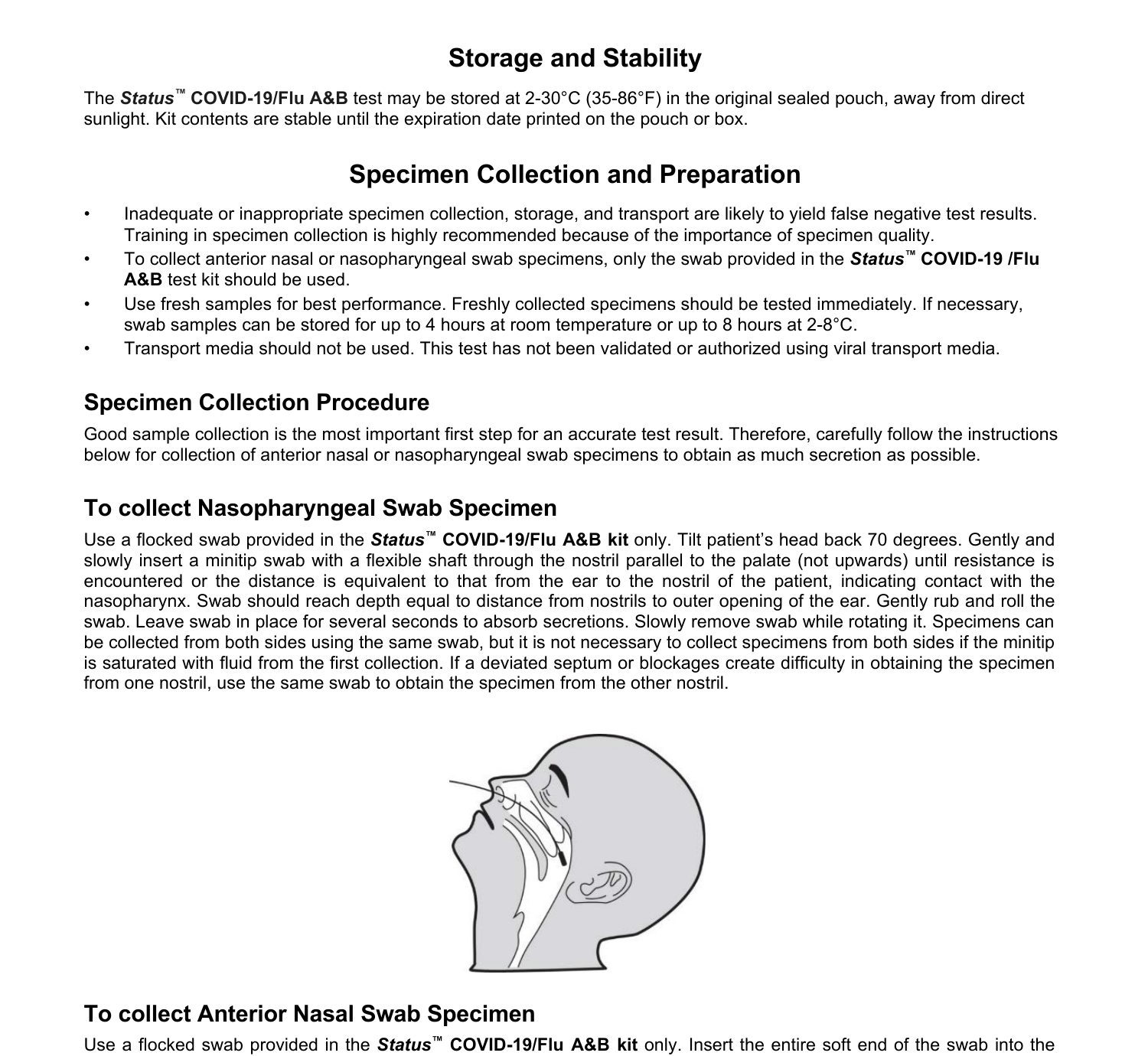## Storage and Stability

The ***Status*™ COVID-19/Flu A&B** test may be stored at 2-30°C (35-86°F) in the original sealed pouch, away from direct sunlight. Kit contents are stable until the expiration date printed on the pouch or box.

## Specimen Collection and Preparation

- Inadequate or inappropriate specimen collection, storage, and transport are likely to yield false negative test results. Training in specimen collection is highly recommended because of the importance of specimen quality.
- To collect anterior nasal or nasopharyngeal swab specimens, only the swab provided in the ***Status*™ COVID-19 /Flu A&B** test kit should be used.
- Use fresh samples for best performance. Freshly collected specimens should be tested immediately. If necessary, swab samples can be stored for up to 4 hours at room temperature or up to 8 hours at 2-8°C.
- Transport media should not be used. This test has not been validated or authorized using viral transport media.

### Specimen Collection Procedure

Good sample collection is the most important first step for an accurate test result. Therefore, carefully follow the instructions below for collection of anterior nasal or nasopharyngeal swab specimens to obtain as much secretion as possible.

### To collect Nasopharyngeal Swab Specimen

Use a flocked swab provided in the ***Status*™ COVID-19/Flu A&B kit** only. Tilt patient's head back 70 degrees. Gently and slowly insert a minitip swab with a flexible shaft through the nostril parallel to the palate (not upwards) until resistance is encountered or the distance is equivalent to that from the ear to the nostril of the patient, indicating contact with the nasopharynx. Swab should reach depth equal to distance from nostrils to outer opening of the ear. Gently rub and roll the swab. Leave swab in place for several seconds to absorb secretions. Slowly remove swab while rotating it. Specimens can be collected from both sides using the same swab, but it is not necessary to collect specimens from both sides if the minitip is saturated with fluid from the first collection. If a deviated septum or blockages create difficulty in obtaining the specimen from one nostril, use the same swab to obtain the specimen from the other nostril.

### To collect Anterior Nasal Swab Specimen

Use a flocked swab provided in the ***Status*™ COVID-19/Flu A&B kit** only. Insert the entire soft end of the swab into the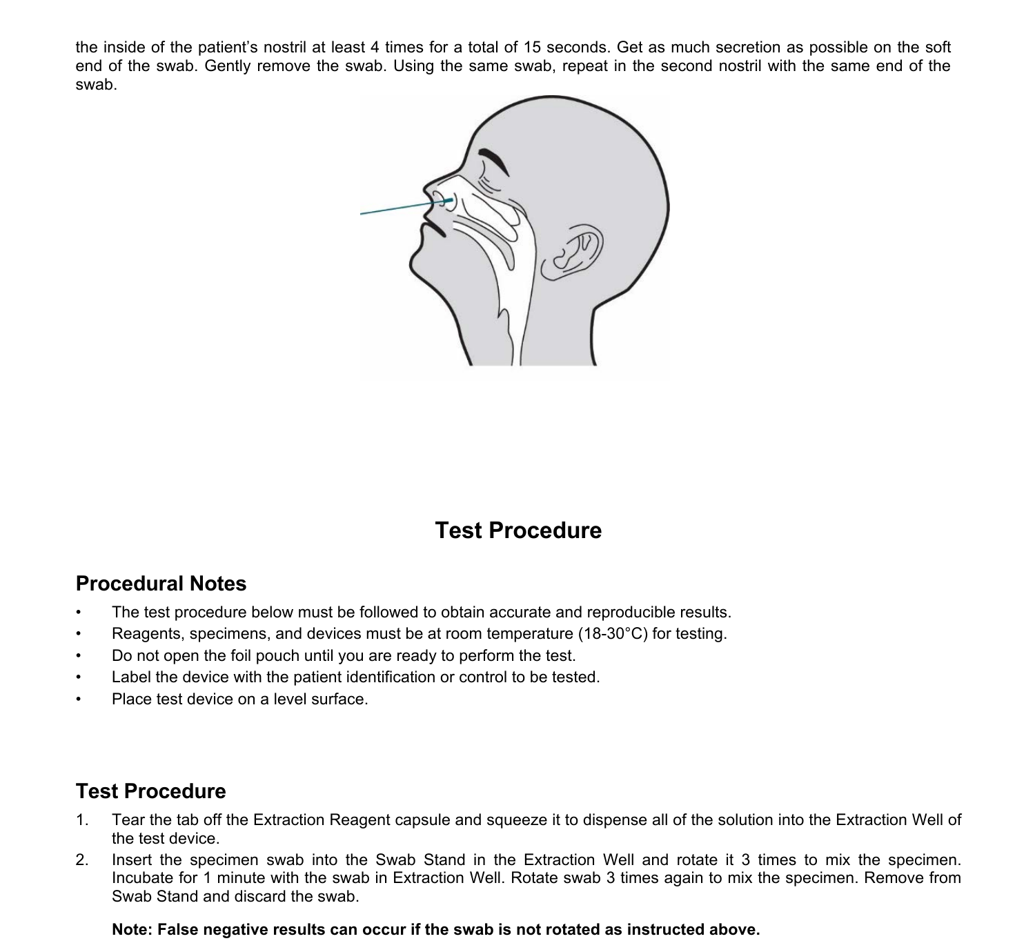the inside of the patient's nostril at least 4 times for a total of 15 seconds. Get as much secretion as possible on the soft end of the swab. Gently remove the swab. Using the same swab, repeat in the second nostril with the same end of the swab.

# Test Procedure

## Procedural Notes

- The test procedure below must be followed to obtain accurate and reproducible results.
- Reagents, specimens, and devices must be at room temperature (18-30°C) for testing.
- Do not open the foil pouch until you are ready to perform the test.
- Label the device with the patient identification or control to be tested.
- Place test device on a level surface.

## Test Procedure

1. Tear the tab off the Extraction Reagent capsule and squeeze it to dispense all of the solution into the Extraction Well of the test device.
2. Insert the specimen swab into the Swab Stand in the Extraction Well and rotate it 3 times to mix the specimen. Incubate for 1 minute with the swab in Extraction Well. Rotate swab 3 times again to mix the specimen. Remove from Swab Stand and discard the swab.

   **Note: False negative results can occur if the swab is not rotated as instructed above.**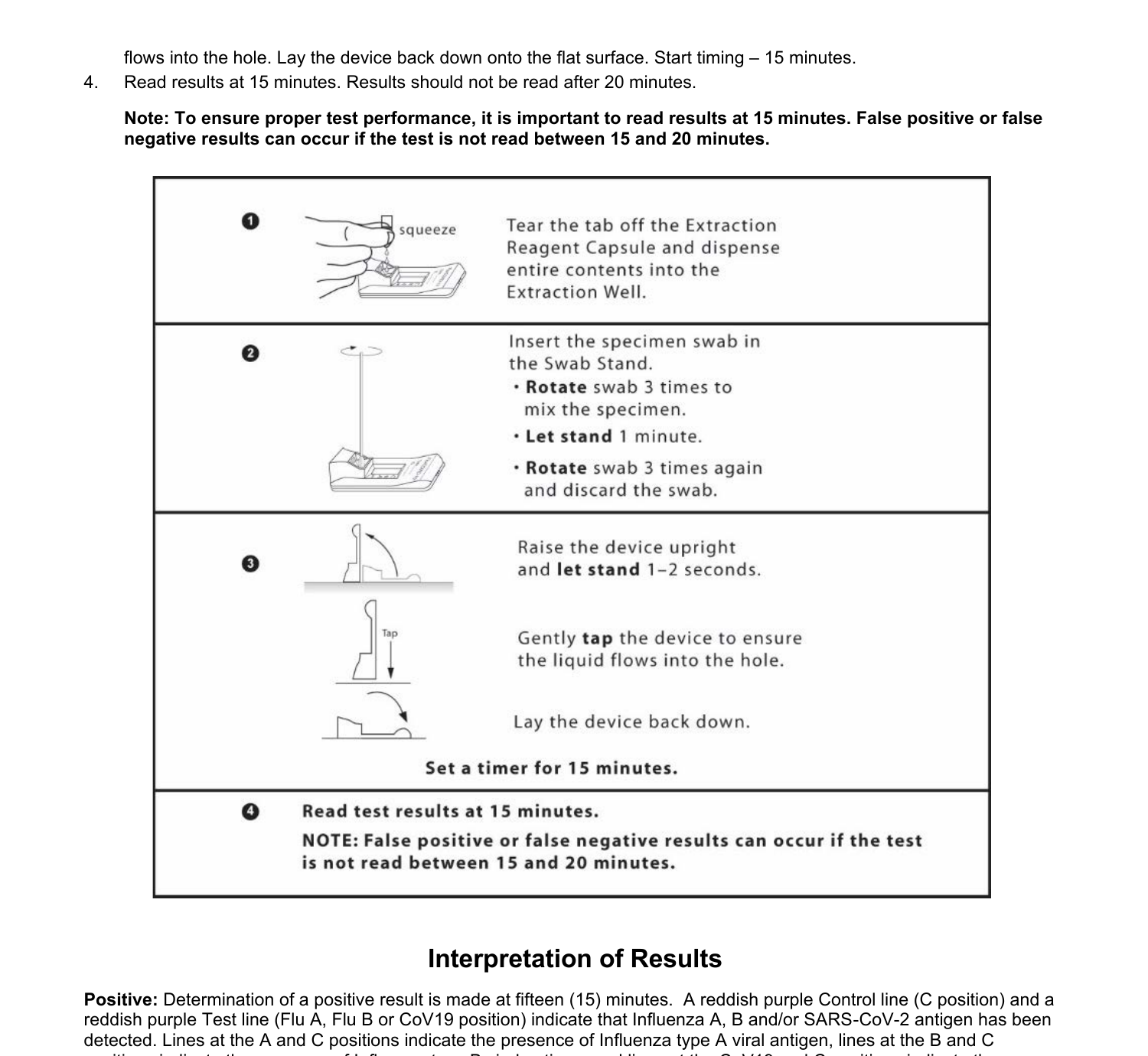flows into the hole. Lay the device back down onto the flat surface. Start timing – 15 minutes.

4. Read results at 15 minutes. Results should not be read after 20 minutes.

   **Note: To ensure proper test performance, it is important to read results at 15 minutes. False positive or false negative results can occur if the test is not read between 15 and 20 minutes.**

| | | |
|---|---|---|
| 1 | squeeze | Tear the tab off the Extraction Reagent Capsule and dispense entire contents into the Extraction Well. |
| 2 | | Insert the specimen swab in the Swab Stand.<br>• **Rotate** swab 3 times to mix the specimen.<br>• **Let stand** 1 minute.<br>• **Rotate** swab 3 times again and discard the swab. |
| 3 | | Raise the device upright and **let stand** 1–2 seconds. |
| | Tap | Gently **tap** the device to ensure the liquid flows into the hole. |
| | | Lay the device back down. |
| | | **Set a timer for 15 minutes.** |
| 4 | | **Read test results at 15 minutes.**<br>**NOTE: False positive or false negative results can occur if the test is not read between 15 and 20 minutes.** |

## Interpretation of Results

**Positive:** Determination of a positive result is made at fifteen (15) minutes. A reddish purple Control line (C position) and a reddish purple Test line (Flu A, Flu B or CoV19 position) indicate that Influenza A, B and/or SARS-CoV-2 antigen has been detected. Lines at the A and C positions indicate the presence of Influenza type A viral antigen, lines at the B and C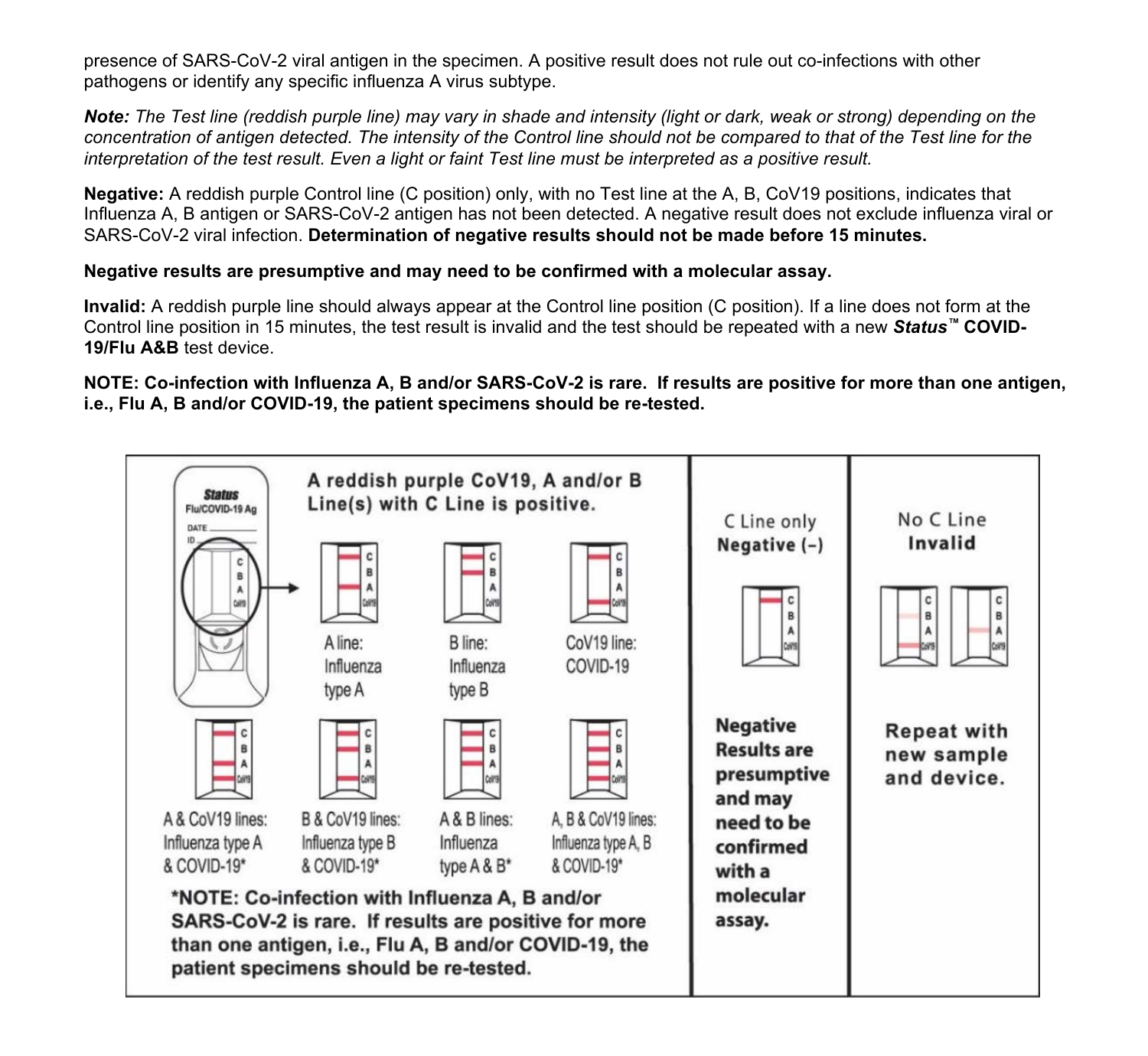presence of SARS-CoV-2 viral antigen in the specimen. A positive result does not rule out co-infections with other pathogens or identify any specific influenza A virus subtype.

***Note:*** *The Test line (reddish purple line) may vary in shade and intensity (light or dark, weak or strong) depending on the concentration of antigen detected. The intensity of the Control line should not be compared to that of the Test line for the interpretation of the test result. Even a light or faint Test line must be interpreted as a positive result.*

**Negative:** A reddish purple Control line (C position) only, with no Test line at the A, B, CoV19 positions, indicates that Influenza A, B antigen or SARS-CoV-2 antigen has not been detected. A negative result does not exclude influenza viral or SARS-CoV-2 viral infection. **Determination of negative results should not be made before 15 minutes.**

**Negative results are presumptive and may need to be confirmed with a molecular assay.**

**Invalid:** A reddish purple line should always appear at the Control line position (C position). If a line does not form at the Control line position in 15 minutes, the test result is invalid and the test should be repeated with a new ***Status***™ **COVID-19/Flu A&B** test device.

**NOTE: Co-infection with Influenza A, B and/or SARS-CoV-2 is rare. If results are positive for more than one antigen, i.e., Flu A, B and/or COVID-19, the patient specimens should be re-tested.**

Status Flu/COVID-19 Ag

DATE
ID

**A reddish purple CoV19, A and/or B Line(s) with C Line is positive.**

A line: Influenza type A

B line: Influenza type B

CoV19 line: COVID-19

A & CoV19 lines: Influenza type A & COVID-19*

B & CoV19 lines: Influenza type B & COVID-19*

A & B lines: Influenza type A & B*

A, B & CoV19 lines: Influenza type A, B & COVID-19*

***NOTE: Co-infection with Influenza A, B and/or SARS-CoV-2 is rare. If results are positive for more than one antigen, i.e., Flu A, B and/or COVID-19, the patient specimens should be re-tested.**

C Line only
**Negative (–)**

**Negative Results are presumptive and may need to be confirmed with a molecular assay.**

No C Line
**Invalid**

**Repeat with new sample and device.**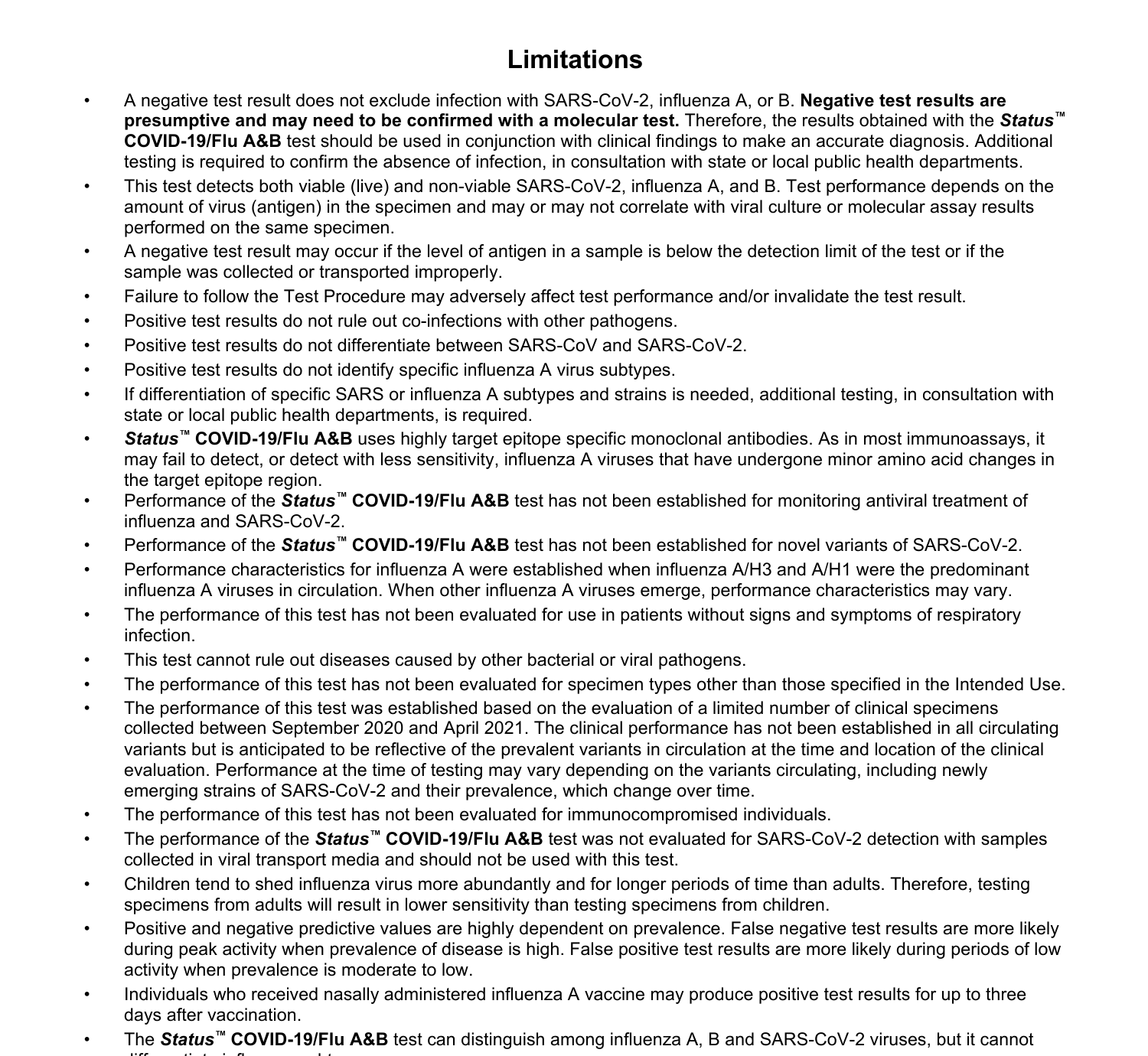# Limitations

- A negative test result does not exclude infection with SARS-CoV-2, influenza A, or B. **Negative test results are presumptive and may need to be confirmed with a molecular test.** Therefore, the results obtained with the ***Status***™ **COVID-19/Flu A&B** test should be used in conjunction with clinical findings to make an accurate diagnosis. Additional testing is required to confirm the absence of infection, in consultation with state or local public health departments.
- This test detects both viable (live) and non-viable SARS-CoV-2, influenza A, and B. Test performance depends on the amount of virus (antigen) in the specimen and may or may not correlate with viral culture or molecular assay results performed on the same specimen.
- A negative test result may occur if the level of antigen in a sample is below the detection limit of the test or if the sample was collected or transported improperly.
- Failure to follow the Test Procedure may adversely affect test performance and/or invalidate the test result.
- Positive test results do not rule out co-infections with other pathogens.
- Positive test results do not differentiate between SARS-CoV and SARS-CoV-2.
- Positive test results do not identify specific influenza A virus subtypes.
- If differentiation of specific SARS or influenza A subtypes and strains is needed, additional testing, in consultation with state or local public health departments, is required.
- ***Status***™ **COVID-19/Flu A&B** uses highly target epitope specific monoclonal antibodies. As in most immunoassays, it may fail to detect, or detect with less sensitivity, influenza A viruses that have undergone minor amino acid changes in the target epitope region.
- Performance of the ***Status***™ **COVID-19/Flu A&B** test has not been established for monitoring antiviral treatment of influenza and SARS-CoV-2.
- Performance of the ***Status***™ **COVID-19/Flu A&B** test has not been established for novel variants of SARS-CoV-2.
- Performance characteristics for influenza A were established when influenza A/H3 and A/H1 were the predominant influenza A viruses in circulation. When other influenza A viruses emerge, performance characteristics may vary.
- The performance of this test has not been evaluated for use in patients without signs and symptoms of respiratory infection.
- This test cannot rule out diseases caused by other bacterial or viral pathogens.
- The performance of this test has not been evaluated for specimen types other than those specified in the Intended Use.
- The performance of this test was established based on the evaluation of a limited number of clinical specimens collected between September 2020 and April 2021. The clinical performance has not been established in all circulating variants but is anticipated to be reflective of the prevalent variants in circulation at the time and location of the clinical evaluation. Performance at the time of testing may vary depending on the variants circulating, including newly emerging strains of SARS-CoV-2 and their prevalence, which change over time.
- The performance of this test has not been evaluated for immunocompromised individuals.
- The performance of the ***Status***™ **COVID-19/Flu A&B** test was not evaluated for SARS-CoV-2 detection with samples collected in viral transport media and should not be used with this test.
- Children tend to shed influenza virus more abundantly and for longer periods of time than adults. Therefore, testing specimens from adults will result in lower sensitivity than testing specimens from children.
- Positive and negative predictive values are highly dependent on prevalence. False negative test results are more likely during peak activity when prevalence of disease is high. False positive test results are more likely during periods of low activity when prevalence is moderate to low.
- Individuals who received nasally administered influenza A vaccine may produce positive test results for up to three days after vaccination.
- The ***Status***™ **COVID-19/Flu A&B** test can distinguish among influenza A, B and SARS-CoV-2 viruses, but it cannot differentiate influenza subtypes.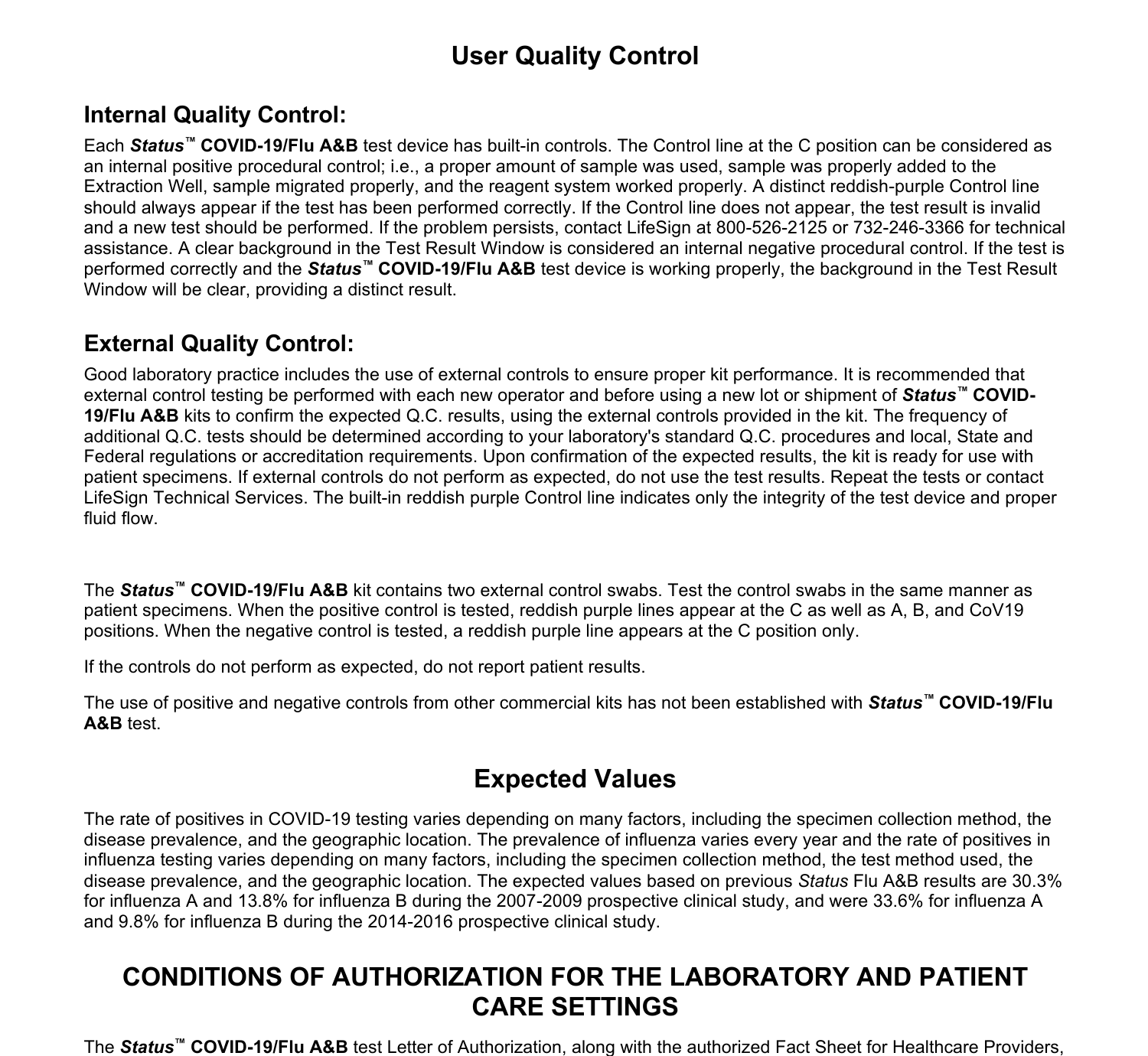# User Quality Control

## Internal Quality Control:

Each ***Status*™ COVID-19/Flu A&B** test device has built-in controls. The Control line at the C position can be considered as an internal positive procedural control; i.e., a proper amount of sample was used, sample was properly added to the Extraction Well, sample migrated properly, and the reagent system worked properly. A distinct reddish-purple Control line should always appear if the test has been performed correctly. If the Control line does not appear, the test result is invalid and a new test should be performed. If the problem persists, contact LifeSign at 800-526-2125 or 732-246-3366 for technical assistance. A clear background in the Test Result Window is considered an internal negative procedural control. If the test is performed correctly and the ***Status*™ COVID-19/Flu A&B** test device is working properly, the background in the Test Result Window will be clear, providing a distinct result.

## External Quality Control:

Good laboratory practice includes the use of external controls to ensure proper kit performance. It is recommended that external control testing be performed with each new operator and before using a new lot or shipment of ***Status*™ COVID-19/Flu A&B** kits to confirm the expected Q.C. results, using the external controls provided in the kit. The frequency of additional Q.C. tests should be determined according to your laboratory's standard Q.C. procedures and local, State and Federal regulations or accreditation requirements. Upon confirmation of the expected results, the kit is ready for use with patient specimens. If external controls do not perform as expected, do not use the test results. Repeat the tests or contact LifeSign Technical Services. The built-in reddish purple Control line indicates only the integrity of the test device and proper fluid flow.

The ***Status*™ COVID-19/Flu A&B** kit contains two external control swabs. Test the control swabs in the same manner as patient specimens. When the positive control is tested, reddish purple lines appear at the C as well as A, B, and CoV19 positions. When the negative control is tested, a reddish purple line appears at the C position only.

If the controls do not perform as expected, do not report patient results.

The use of positive and negative controls from other commercial kits has not been established with ***Status*™ COVID-19/Flu A&B** test.

# Expected Values

The rate of positives in COVID-19 testing varies depending on many factors, including the specimen collection method, the disease prevalence, and the geographic location. The prevalence of influenza varies every year and the rate of positives in influenza testing varies depending on many factors, including the specimen collection method, the test method used, the disease prevalence, and the geographic location. The expected values based on previous *Status* Flu A&B results are 30.3% for influenza A and 13.8% for influenza B during the 2007-2009 prospective clinical study, and were 33.6% for influenza A and 9.8% for influenza B during the 2014-2016 prospective clinical study.

# CONDITIONS OF AUTHORIZATION FOR THE LABORATORY AND PATIENT CARE SETTINGS

The ***Status*™ COVID-19/Flu A&B** test Letter of Authorization, along with the authorized Fact Sheet for Healthcare Providers,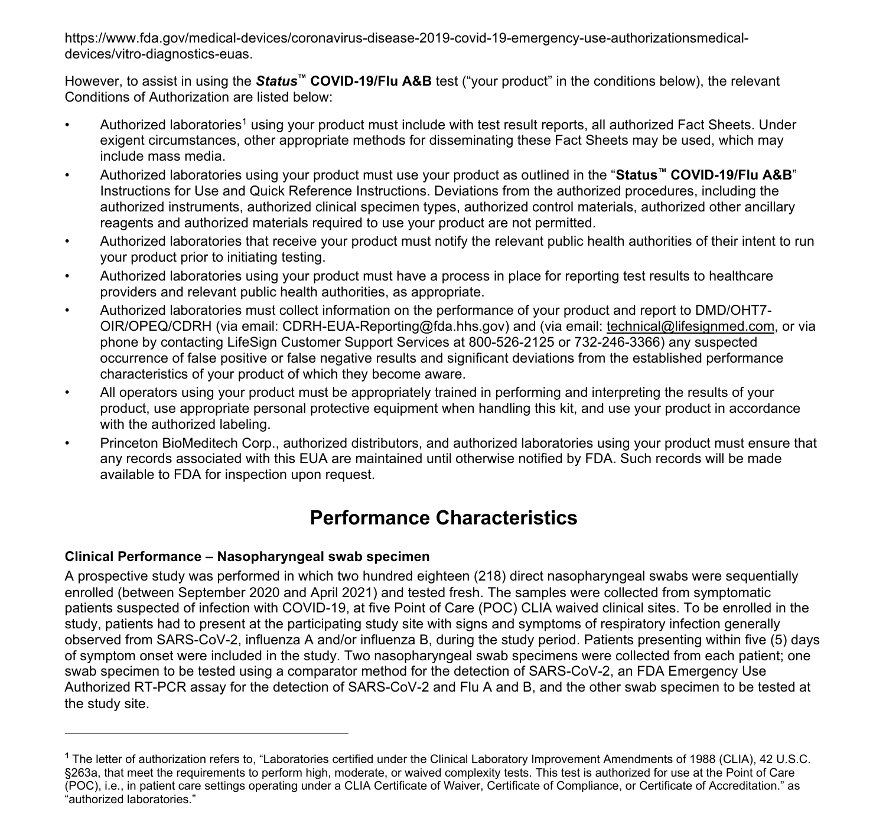https://www.fda.gov/medical-devices/coronavirus-disease-2019-covid-19-emergency-use-authorizationsmedical-devices/vitro-diagnostics-euas.

However, to assist in using the ***Status***™ **COVID-19/Flu A&B** test ("your product" in the conditions below), the relevant Conditions of Authorization are listed below:

- Authorized laboratories[1] using your product must include with test result reports, all authorized Fact Sheets. Under exigent circumstances, other appropriate methods for disseminating these Fact Sheets may be used, which may include mass media.
- Authorized laboratories using your product must use your product as outlined in the "**Status**™ **COVID-19/Flu A&B**" Instructions for Use and Quick Reference Instructions. Deviations from the authorized procedures, including the authorized instruments, authorized clinical specimen types, authorized control materials, authorized other ancillary reagents and authorized materials required to use your product are not permitted.
- Authorized laboratories that receive your product must notify the relevant public health authorities of their intent to run your product prior to initiating testing.
- Authorized laboratories using your product must have a process in place for reporting test results to healthcare providers and relevant public health authorities, as appropriate.
- Authorized laboratories must collect information on the performance of your product and report to DMD/OHT7-OIR/OPEQ/CDRH (via email: CDRH-EUA-Reporting@fda.hhs.gov) and (via email: technical@lifesignmed.com, or via phone by contacting LifeSign Customer Support Services at 800-526-2125 or 732-246-3366) any suspected occurrence of false positive or false negative results and significant deviations from the established performance characteristics of your product of which they become aware.
- All operators using your product must be appropriately trained in performing and interpreting the results of your product, use appropriate personal protective equipment when handling this kit, and use your product in accordance with the authorized labeling.
- Princeton BioMeditech Corp., authorized distributors, and authorized laboratories using your product must ensure that any records associated with this EUA are maintained until otherwise notified by FDA. Such records will be made available to FDA for inspection upon request.

## Performance Characteristics

**Clinical Performance – Nasopharyngeal swab specimen**

A prospective study was performed in which two hundred eighteen (218) direct nasopharyngeal swabs were sequentially enrolled (between September 2020 and April 2021) and tested fresh. The samples were collected from symptomatic patients suspected of infection with COVID-19, at five Point of Care (POC) CLIA waived clinical sites. To be enrolled in the study, patients had to present at the participating study site with signs and symptoms of respiratory infection generally observed from SARS-CoV-2, influenza A and/or influenza B, during the study period. Patients presenting within five (5) days of symptom onset were included in the study. Two nasopharyngeal swab specimens were collected from each patient; one swab specimen to be tested using a comparator method for the detection of SARS-CoV-2, an FDA Emergency Use Authorized RT-PCR assay for the detection of SARS-CoV-2 and Flu A and B, and the other swab specimen to be tested at the study site.

---

[1] The letter of authorization refers to, "Laboratories certified under the Clinical Laboratory Improvement Amendments of 1988 (CLIA), 42 U.S.C. §263a, that meet the requirements to perform high, moderate, or waived complexity tests. This test is authorized for use at the Point of Care (POC), i.e., in patient care settings operating under a CLIA Certificate of Waiver, Certificate of Compliance, or Certificate of Accreditation." as "authorized laboratories."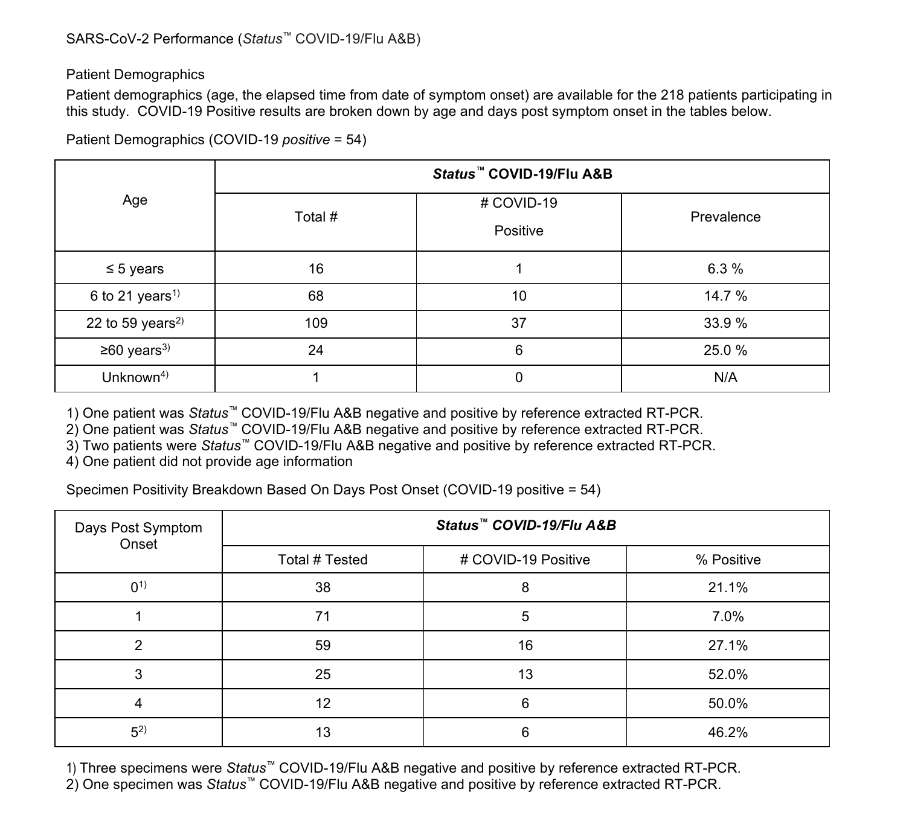SARS-CoV-2 Performance (*Status*™ COVID-19/Flu A&B)

Patient Demographics

Patient demographics (age, the elapsed time from date of symptom onset) are available for the 218 patients participating in this study. COVID-19 Positive results are broken down by age and days post symptom onset in the tables below.

Patient Demographics (COVID-19 *positive* = 54)

| Age | ***Status*™ COVID-19/Flu A&B** | | |
|---|---|---|---|
| | Total # | # COVID-19 Positive | Prevalence |
| ≤ 5 years | 16 | 1 | 6.3 % |
| 6 to 21 years[1)] | 68 | 10 | 14.7 % |
| 22 to 59 years[2)] | 109 | 37 | 33.9 % |
| ≥60 years[3)] | 24 | 6 | 25.0 % |
| Unknown[4)] | 1 | 0 | N/A |

1) One patient was *Status*™ COVID-19/Flu A&B negative and positive by reference extracted RT-PCR.
2) One patient was *Status*™ COVID-19/Flu A&B negative and positive by reference extracted RT-PCR.
3) Two patients were *Status*™ COVID-19/Flu A&B negative and positive by reference extracted RT-PCR.
4) One patient did not provide age information

Specimen Positivity Breakdown Based On Days Post Onset (COVID-19 positive = 54)

| Days Post Symptom Onset | ***Status*™ COVID-19/Flu A&B** | | |
|---|---|---|---|
| | Total # Tested | # COVID-19 Positive | % Positive |
| 0[1)] | 38 | 8 | 21.1% |
| 1 | 71 | 5 | 7.0% |
| 2 | 59 | 16 | 27.1% |
| 3 | 25 | 13 | 52.0% |
| 4 | 12 | 6 | 50.0% |
| 5[2)] | 13 | 6 | 46.2% |

1) Three specimens were *Status*™ COVID-19/Flu A&B negative and positive by reference extracted RT-PCR.
2) One specimen was *Status*™ COVID-19/Flu A&B negative and positive by reference extracted RT-PCR.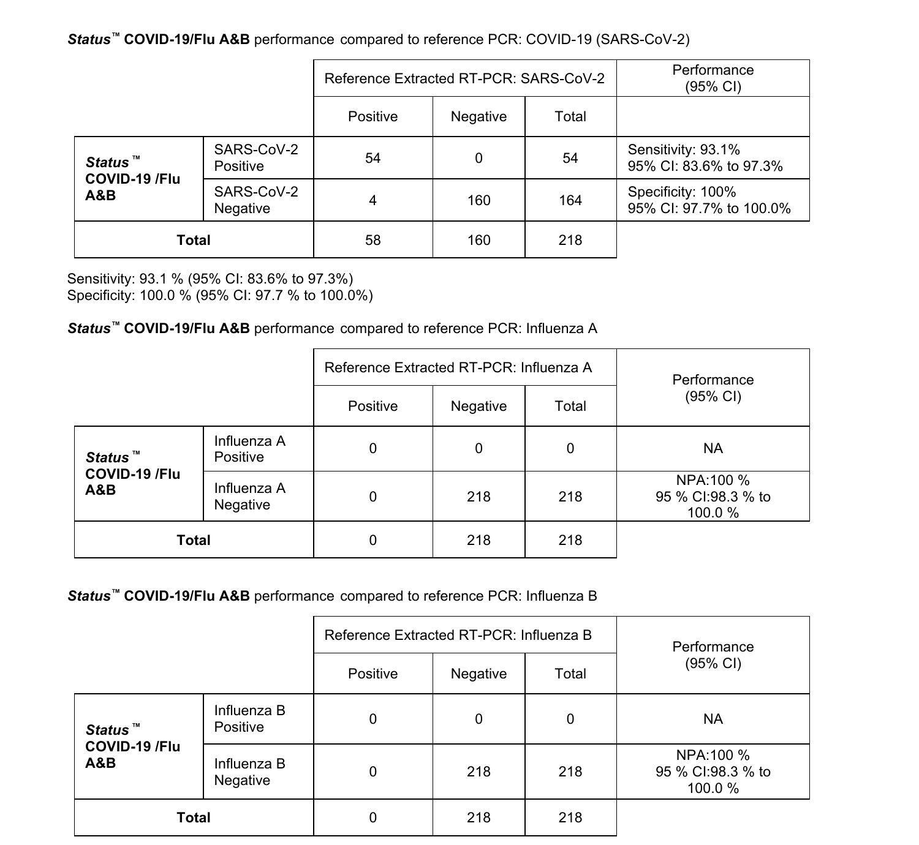***Status™* COVID-19/Flu A&B** performance compared to reference PCR: COVID-19 (SARS-CoV-2)

| | | Reference Extracted RT-PCR: SARS-CoV-2 | | | Performance (95% CI) |
|---|---|---|---|---|---|
| | | Positive | Negative | Total | |
| ***Status™* COVID-19 /Flu A&B** | SARS-CoV-2 Positive | 54 | 0 | 54 | Sensitivity: 93.1% 95% CI: 83.6% to 97.3% |
| | SARS-CoV-2 Negative | 4 | 160 | 164 | Specificity: 100% 95% CI: 97.7% to 100.0% |
| **Total** | | 58 | 160 | 218 | |

Sensitivity: 93.1 % (95% CI: 83.6% to 97.3%)
Specificity: 100.0 % (95% CI: 97.7 % to 100.0%)

***Status™* COVID-19/Flu A&B** performance compared to reference PCR: Influenza A

| | | Reference Extracted RT-PCR: Influenza A | | | Performance (95% CI) |
|---|---|---|---|---|---|
| | | Positive | Negative | Total | |
| ***Status™* COVID-19 /Flu A&B** | Influenza A Positive | 0 | 0 | 0 | NA |
| | Influenza A Negative | 0 | 218 | 218 | NPA:100 % 95 % CI:98.3 % to 100.0 % |
| **Total** | | 0 | 218 | 218 | |

***Status™* COVID-19/Flu A&B** performance compared to reference PCR: Influenza B

| | | Reference Extracted RT-PCR: Influenza B | | | Performance (95% CI) |
|---|---|---|---|---|---|
| | | Positive | Negative | Total | |
| ***Status™* COVID-19 /Flu A&B** | Influenza B Positive | 0 | 0 | 0 | NA |
| | Influenza B Negative | 0 | 218 | 218 | NPA:100 % 95 % CI:98.3 % to 100.0 % |
| **Total** | | 0 | 218 | 218 | |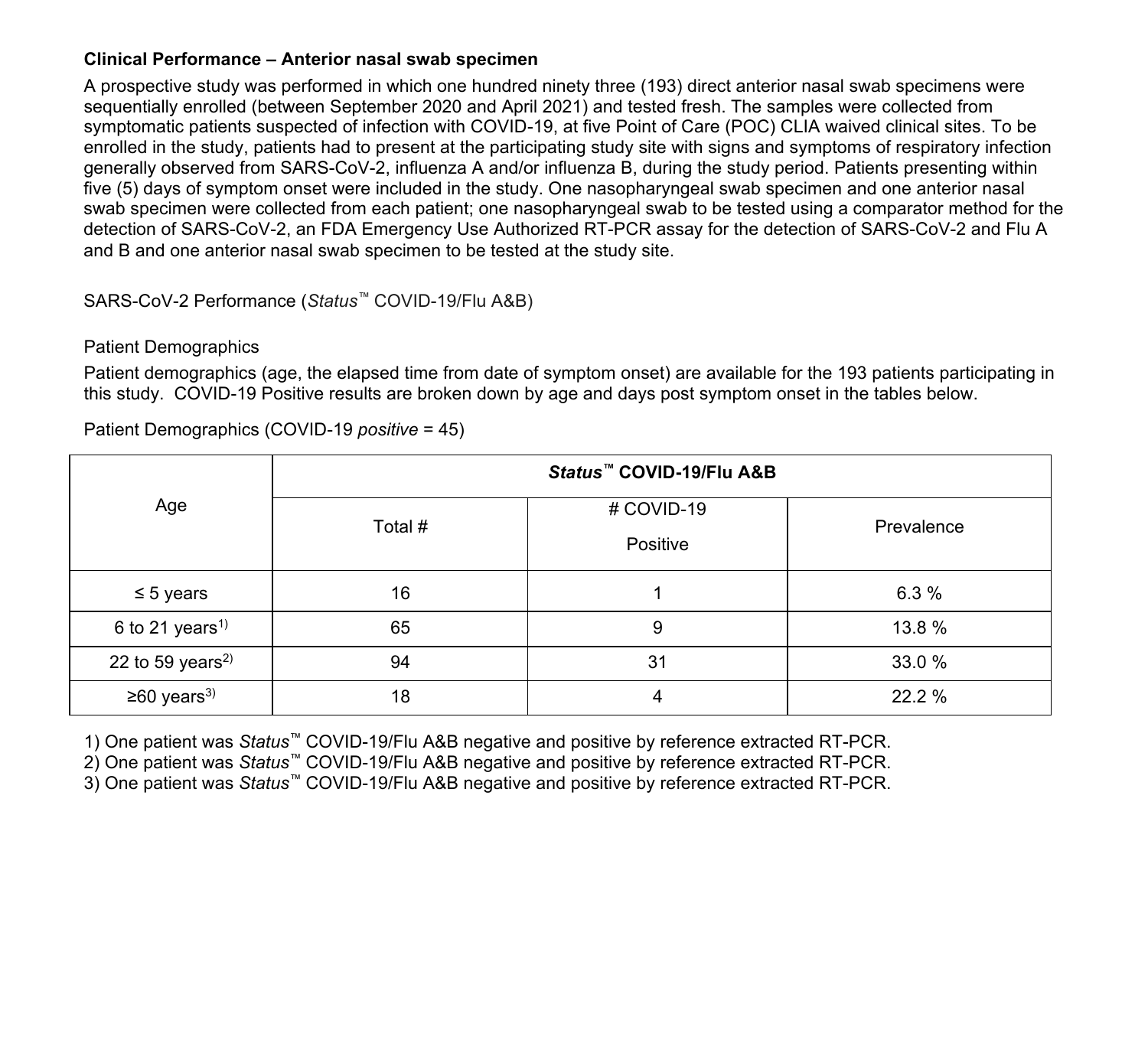**Clinical Performance – Anterior nasal swab specimen**

A prospective study was performed in which one hundred ninety three (193) direct anterior nasal swab specimens were sequentially enrolled (between September 2020 and April 2021) and tested fresh. The samples were collected from symptomatic patients suspected of infection with COVID-19, at five Point of Care (POC) CLIA waived clinical sites. To be enrolled in the study, patients had to present at the participating study site with signs and symptoms of respiratory infection generally observed from SARS-CoV-2, influenza A and/or influenza B, during the study period. Patients presenting within five (5) days of symptom onset were included in the study. One nasopharyngeal swab specimen and one anterior nasal swab specimen were collected from each patient; one nasopharyngeal swab to be tested using a comparator method for the detection of SARS-CoV-2, an FDA Emergency Use Authorized RT-PCR assay for the detection of SARS-CoV-2 and Flu A and B and one anterior nasal swab specimen to be tested at the study site.

SARS-CoV-2 Performance (*Status*™ COVID-19/Flu A&B)

Patient Demographics

Patient demographics (age, the elapsed time from date of symptom onset) are available for the 193 patients participating in this study. COVID-19 Positive results are broken down by age and days post symptom onset in the tables below.

Patient Demographics (COVID-19 *positive* = 45)

| Age | ***Status*™ COVID-19/Flu A&B** | | |
|---|---|---|---|
| | Total # | # COVID-19 Positive | Prevalence |
| ≤ 5 years | 16 | 1 | 6.3 % |
| 6 to 21 years[1)] | 65 | 9 | 13.8 % |
| 22 to 59 years[2)] | 94 | 31 | 33.0 % |
| ≥60 years[3)] | 18 | 4 | 22.2 % |

1) One patient was *Status*™ COVID-19/Flu A&B negative and positive by reference extracted RT-PCR.
2) One patient was *Status*™ COVID-19/Flu A&B negative and positive by reference extracted RT-PCR.
3) One patient was *Status*™ COVID-19/Flu A&B negative and positive by reference extracted RT-PCR.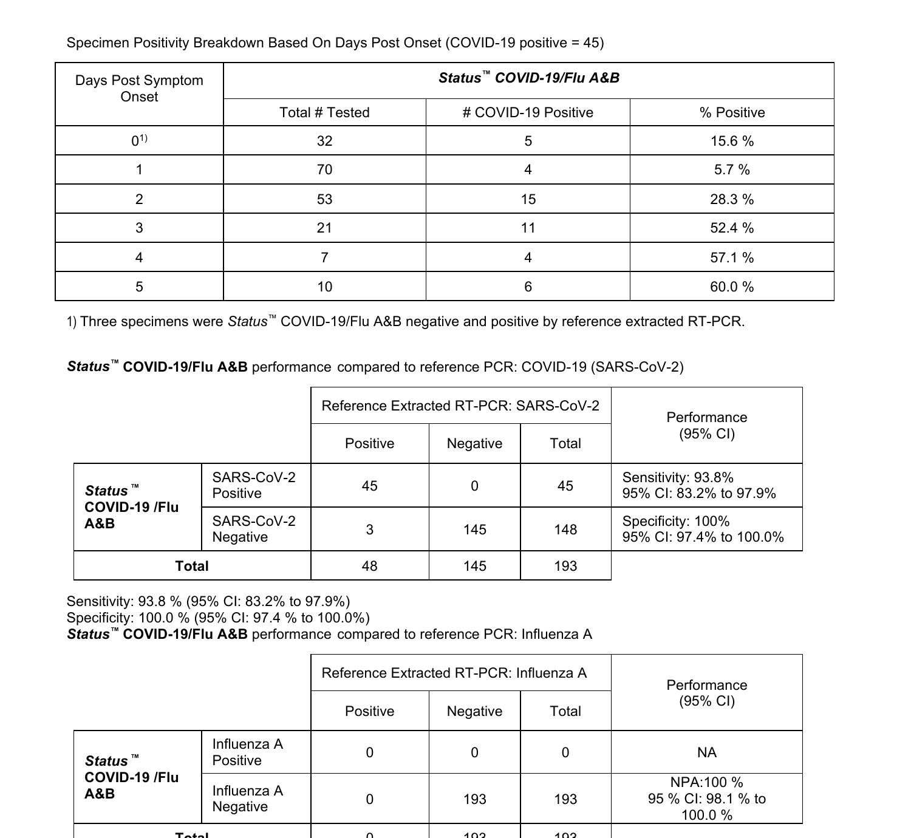Specimen Positivity Breakdown Based On Days Post Onset (COVID-19 positive = 45)

| Days Post Symptom Onset | ***Status™ COVID-19/Flu A&B*** | | |
|---|---|---|---|
| | Total # Tested | # COVID-19 Positive | % Positive |
| 0[1)] | 32 | 5 | 15.6 % |
| 1 | 70 | 4 | 5.7 % |
| 2 | 53 | 15 | 28.3 % |
| 3 | 21 | 11 | 52.4 % |
| 4 | 7 | 4 | 57.1 % |
| 5 | 10 | 6 | 60.0 % |

1) Three specimens were *Status*™ COVID-19/Flu A&B negative and positive by reference extracted RT-PCR.

***Status*™ COVID-19/Flu A&B** performance compared to reference PCR: COVID-19 (SARS-CoV-2)

| | | Reference Extracted RT-PCR: SARS-CoV-2 | | | Performance (95% CI) |
|---|---|---|---|---|---|
| | | Positive | Negative | Total | |
| ***Status*™ COVID-19 /Flu A&B** | SARS-CoV-2 Positive | 45 | 0 | 45 | Sensitivity: 93.8%<br>95% CI: 83.2% to 97.9% |
| | SARS-CoV-2 Negative | 3 | 145 | 148 | Specificity: 100%<br>95% CI: 97.4% to 100.0% |
| **Total** | | 48 | 145 | 193 | |

Sensitivity: 93.8 % (95% CI: 83.2% to 97.9%)
Specificity: 100.0 % (95% CI: 97.4 % to 100.0%)

***Status*™ COVID-19/Flu A&B** performance compared to reference PCR: Influenza A

| | | Reference Extracted RT-PCR: Influenza A | | | Performance (95% CI) |
|---|---|---|---|---|---|
| | | Positive | Negative | Total | |
| ***Status*™ COVID-19 /Flu A&B** | Influenza A Positive | 0 | 0 | 0 | NA |
| | Influenza A Negative | 0 | 193 | 193 | NPA:100 %<br>95 % CI: 98.1 % to 100.0 % |
| **Total** | | 0 | 193 | 193 | |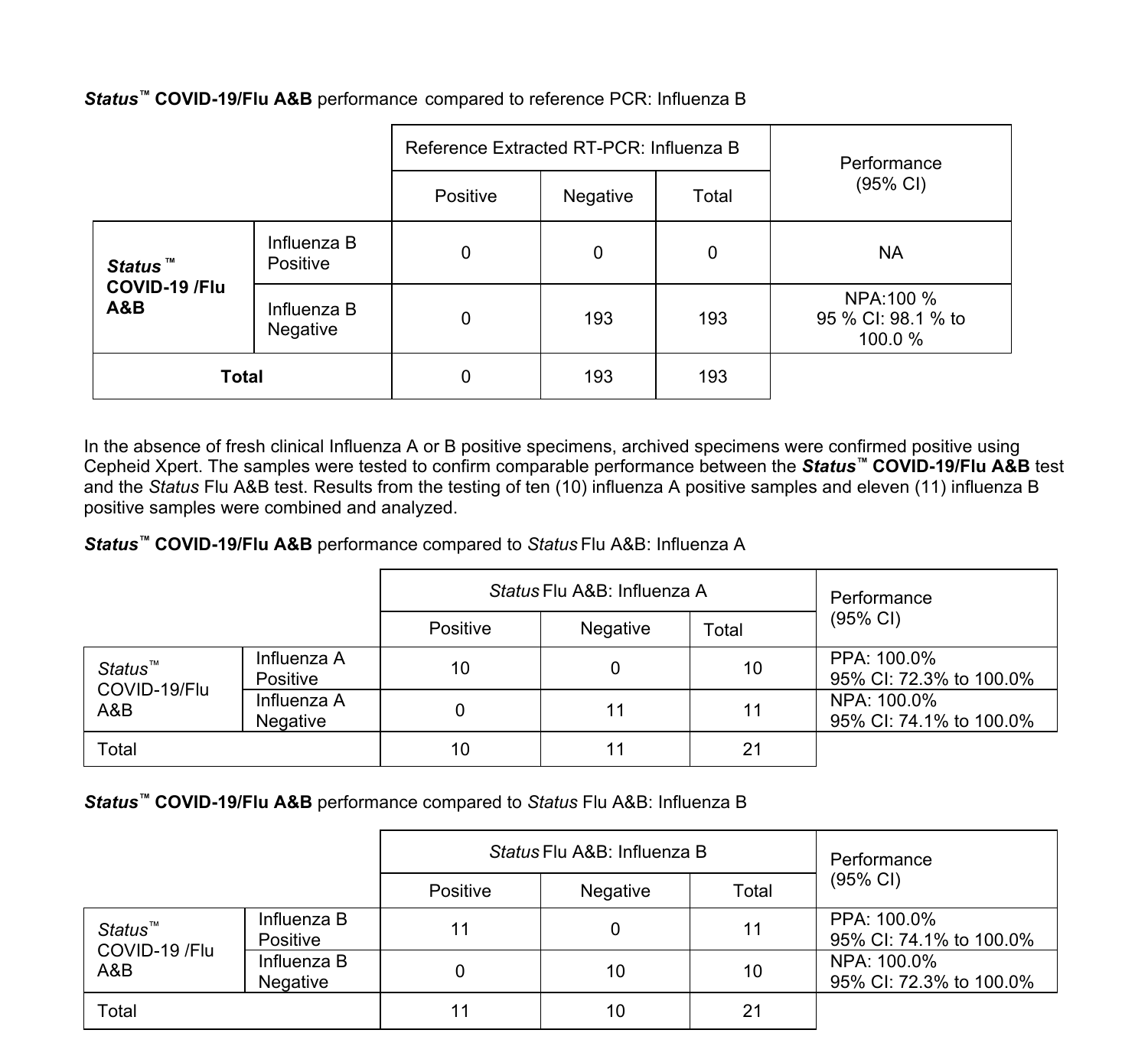***Status™* COVID-19/Flu A&B** performance compared to reference PCR: Influenza B

| | | Reference Extracted RT-PCR: Influenza B | | | Performance (95% CI) |
|---|---|---|---|---|---|
| | | Positive | Negative | Total | |
| ***Status™* COVID-19 /Flu A&B** | Influenza B Positive | 0 | 0 | 0 | NA |
| | Influenza B Negative | 0 | 193 | 193 | NPA:100 % 95 % CI: 98.1 % to 100.0 % |
| **Total** | | 0 | 193 | 193 | |

In the absence of fresh clinical Influenza A or B positive specimens, archived specimens were confirmed positive using Cepheid Xpert. The samples were tested to confirm comparable performance between the ***Status™* COVID-19/Flu A&B** test and the *Status* Flu A&B test. Results from the testing of ten (10) influenza A positive samples and eleven (11) influenza B positive samples were combined and analyzed.

***Status™* COVID-19/Flu A&B** performance compared to *Status* Flu A&B: Influenza A

| | | *Status* Flu A&B: Influenza A | | | Performance (95% CI) |
|---|---|---|---|---|---|
| | | Positive | Negative | Total | |
| *Status™* COVID-19/Flu A&B | Influenza A Positive | 10 | 0 | 10 | PPA: 100.0% 95% CI: 72.3% to 100.0% |
| | Influenza A Negative | 0 | 11 | 11 | NPA: 100.0% 95% CI: 74.1% to 100.0% |
| Total | | 10 | 11 | 21 | |

***Status™* COVID-19/Flu A&B** performance compared to *Status* Flu A&B: Influenza B

| | | *Status* Flu A&B: Influenza B | | | Performance (95% CI) |
|---|---|---|---|---|---|
| | | Positive | Negative | Total | |
| *Status™* COVID-19 /Flu A&B | Influenza B Positive | 11 | 0 | 11 | PPA: 100.0% 95% CI: 74.1% to 100.0% |
| | Influenza B Negative | 0 | 10 | 10 | NPA: 100.0% 95% CI: 72.3% to 100.0% |
| Total | | 11 | 10 | 21 | |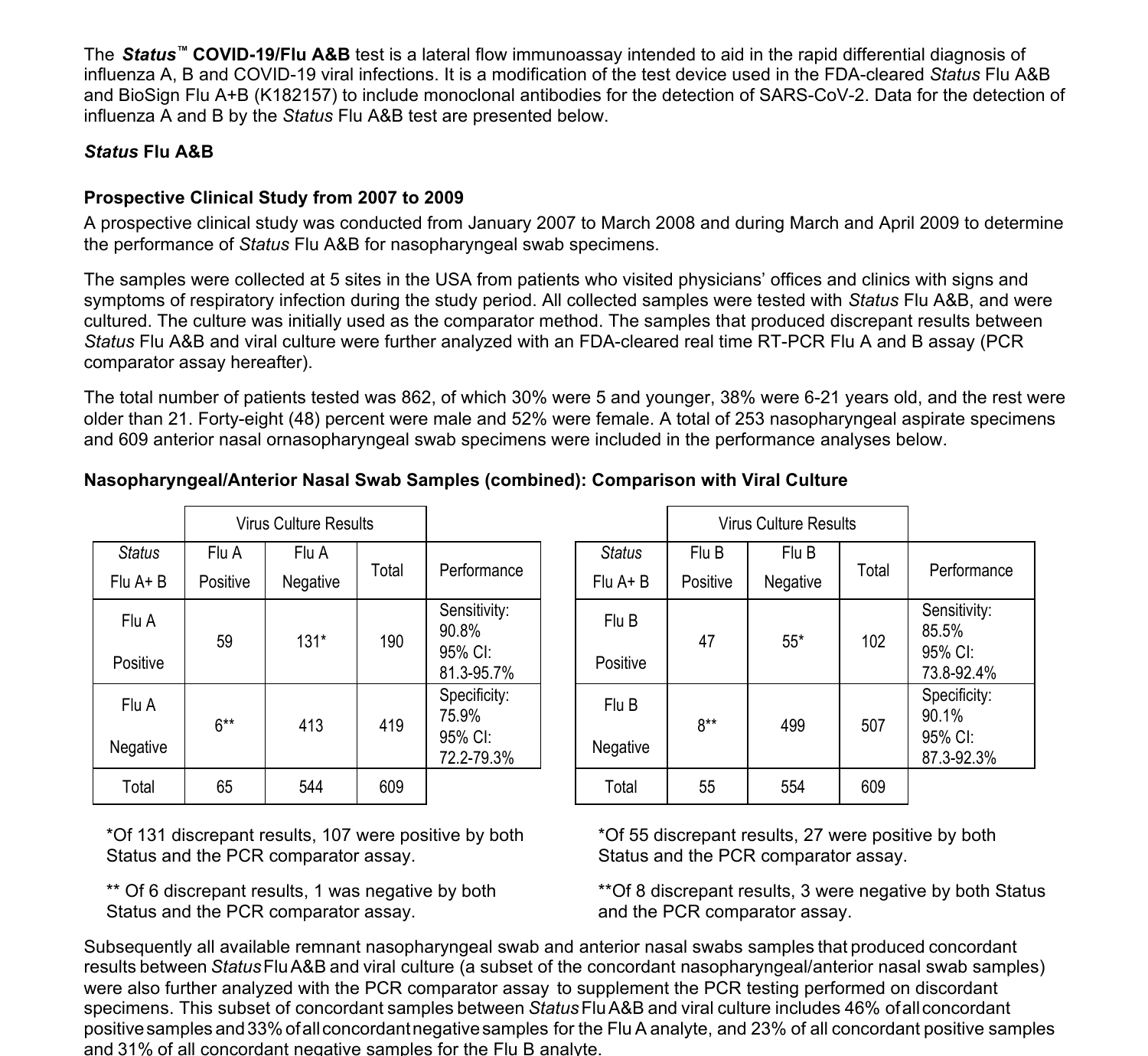The ***Status***™ **COVID-19/Flu A&B** test is a lateral flow immunoassay intended to aid in the rapid differential diagnosis of influenza A, B and COVID-19 viral infections. It is a modification of the test device used in the FDA-cleared *Status* Flu A&B and BioSign Flu A+B (K182157) to include monoclonal antibodies for the detection of SARS-CoV-2. Data for the detection of influenza A and B by the *Status* Flu A&B test are presented below.

***Status* Flu A&B**

**Prospective Clinical Study from 2007 to 2009**

A prospective clinical study was conducted from January 2007 to March 2008 and during March and April 2009 to determine the performance of *Status* Flu A&B for nasopharyngeal swab specimens.

The samples were collected at 5 sites in the USA from patients who visited physicians' offices and clinics with signs and symptoms of respiratory infection during the study period. All collected samples were tested with *Status* Flu A&B, and were cultured. The culture was initially used as the comparator method. The samples that produced discrepant results between *Status* Flu A&B and viral culture were further analyzed with an FDA-cleared real time RT-PCR Flu A and B assay (PCR comparator assay hereafter).

The total number of patients tested was 862, of which 30% were 5 and younger, 38% were 6-21 years old, and the rest were older than 21. Forty-eight (48) percent were male and 52% were female. A total of 253 nasopharyngeal aspirate specimens and 609 anterior nasal ornasopharyngeal swab specimens were included in the performance analyses below.

**Nasopharyngeal/Anterior Nasal Swab Samples (combined): Comparison with Viral Culture**

| | Virus Culture Results | | | |
|---|---|---|---|---|
| *Status* Flu A+ B | Flu A Positive | Flu A Negative | Total | Performance |
| Flu A Positive | 59 | 131* | 190 | Sensitivity: 90.8% 95% CI: 81.3-95.7% |
| Flu A Negative | 6** | 413 | 419 | Specificity: 75.9% 95% CI: 72.2-79.3% |
| Total | 65 | 544 | 609 | |

*Of 131 discrepant results, 107 were positive by both Status and the PCR comparator assay.

** Of 6 discrepant results, 1 was negative by both Status and the PCR comparator assay.

| | Virus Culture Results | | | |
|---|---|---|---|---|
| *Status* Flu A+ B | Flu B Positive | Flu B Negative | Total | Performance |
| Flu B Positive | 47 | 55* | 102 | Sensitivity: 85.5% 95% CI: 73.8-92.4% |
| Flu B Negative | 8** | 499 | 507 | Specificity: 90.1% 95% CI: 87.3-92.3% |
| Total | 55 | 554 | 609 | |

*Of 55 discrepant results, 27 were positive by both Status and the PCR comparator assay.

**Of 8 discrepant results, 3 were negative by both Status and the PCR comparator assay.

Subsequently all available remnant nasopharyngeal swab and anterior nasal swabs samples that produced concordant results between *Status* Flu A&B and viral culture (a subset of the concordant nasopharyngeal/anterior nasal swab samples) were also further analyzed with the PCR comparator assay to supplement the PCR testing performed on discordant specimens. This subset of concordant samples between *Status* Flu A&B and viral culture includes 46% of all concordant positive samples and 33% of all concordant negative samples for the Flu A analyte, and 23% of all concordant positive samples and 31% of all concordant negative samples for the Flu B analyte.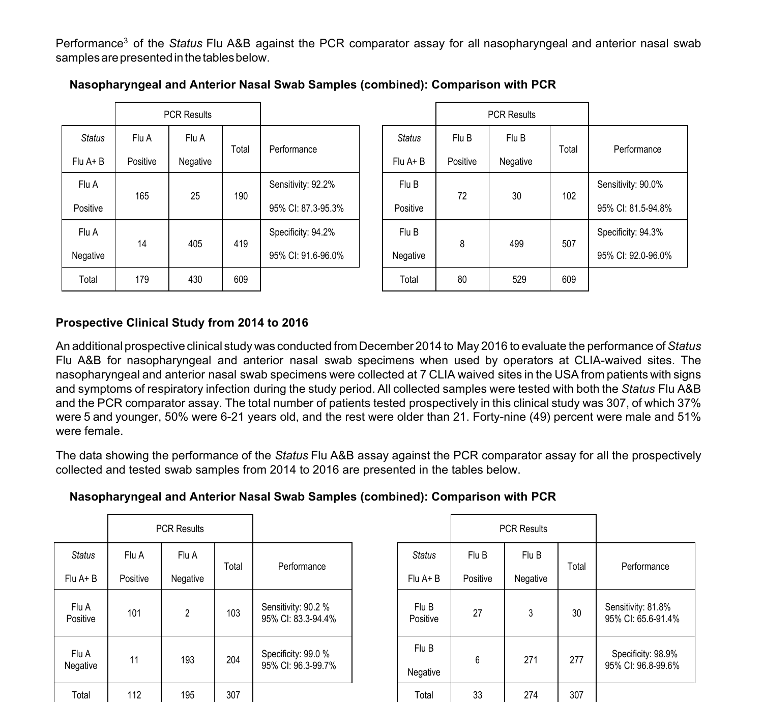Performance[3] of the *Status* Flu A&B against the PCR comparator assay for all nasopharyngeal and anterior nasal swab samples are presented in the tables below.

**Nasopharyngeal and Anterior Nasal Swab Samples (combined): Comparison with PCR**

| *Status* Flu A+ B | PCR Results: Flu A Positive | PCR Results: Flu A Negative | Total | Performance |
|---|---|---|---|---|
| Flu A Positive | 165 | 25 | 190 | Sensitivity: 92.2% 95% CI: 87.3-95.3% |
| Flu A Negative | 14 | 405 | 419 | Specificity: 94.2% 95% CI: 91.6-96.0% |
| Total | 179 | 430 | 609 | |

| *Status* Flu A+ B | PCR Results: Flu B Positive | PCR Results: Flu B Negative | Total | Performance |
|---|---|---|---|---|
| Flu B Positive | 72 | 30 | 102 | Sensitivity: 90.0% 95% CI: 81.5-94.8% |
| Flu B Negative | 8 | 499 | 507 | Specificity: 94.3% 95% CI: 92.0-96.0% |
| Total | 80 | 529 | 609 | |

## Prospective Clinical Study from 2014 to 2016

An additional prospective clinical study was conducted from December 2014 to May 2016 to evaluate the performance of *Status* Flu A&B for nasopharyngeal and anterior nasal swab specimens when used by operators at CLIA-waived sites. The nasopharyngeal and anterior nasal swab specimens were collected at 7 CLIA waived sites in the USA from patients with signs and symptoms of respiratory infection during the study period. All collected samples were tested with both the *Status* Flu A&B and the PCR comparator assay. The total number of patients tested prospectively in this clinical study was 307, of which 37% were 5 and younger, 50% were 6-21 years old, and the rest were older than 21. Forty-nine (49) percent were male and 51% were female.

The data showing the performance of the *Status* Flu A&B assay against the PCR comparator assay for all the prospectively collected and tested swab samples from 2014 to 2016 are presented in the tables below.

**Nasopharyngeal and Anterior Nasal Swab Samples (combined): Comparison with PCR**

| *Status* Flu A+ B | PCR Results: Flu A Positive | PCR Results: Flu A Negative | Total | Performance |
|---|---|---|---|---|
| Flu A Positive | 101 | 2 | 103 | Sensitivity: 90.2 % 95% CI: 83.3-94.4% |
| Flu A Negative | 11 | 193 | 204 | Specificity: 99.0 % 95% CI: 96.3-99.7% |
| Total | 112 | 195 | 307 | |

| *Status* Flu A+ B | PCR Results: Flu B Positive | PCR Results: Flu B Negative | Total | Performance |
|---|---|---|---|---|
| Flu B Positive | 27 | 3 | 30 | Sensitivity: 81.8% 95% CI: 65.6-91.4% |
| Flu B Negative | 6 | 271 | 277 | Specificity: 98.9% 95% CI: 96.8-99.6% |
| Total | 33 | 274 | 307 | |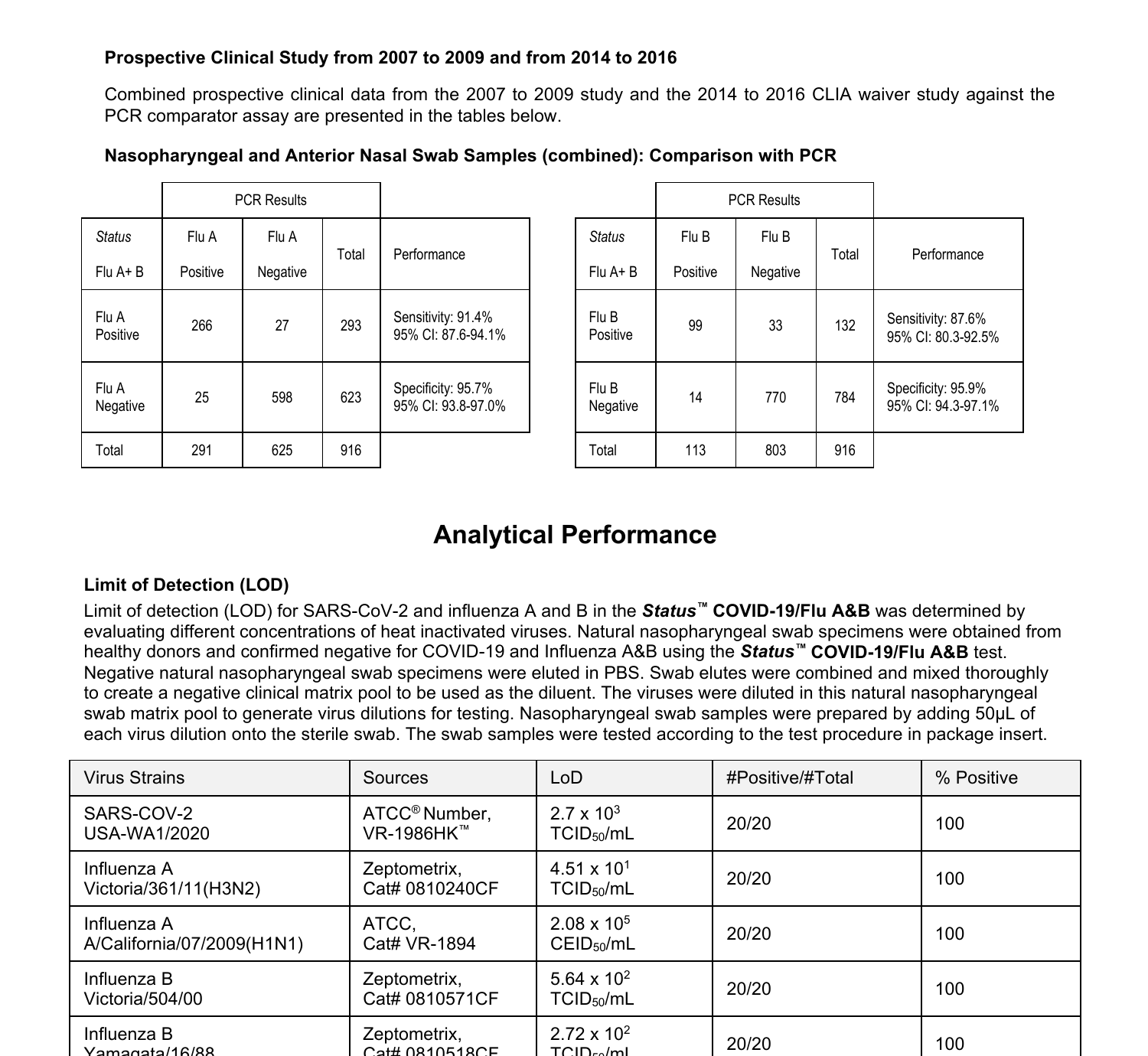**Prospective Clinical Study from 2007 to 2009 and from 2014 to 2016**

Combined prospective clinical data from the 2007 to 2009 study and the 2014 to 2016 CLIA waiver study against the PCR comparator assay are presented in the tables below.

**Nasopharyngeal and Anterior Nasal Swab Samples (combined): Comparison with PCR**

| | PCR Results | | | |
|---|---|---|---|---|
| *Status* Flu A+ B | Flu A Positive | Flu A Negative | Total | Performance |
| Flu A Positive | 266 | 27 | 293 | Sensitivity: 91.4% 95% CI: 87.6-94.1% |
| Flu A Negative | 25 | 598 | 623 | Specificity: 95.7% 95% CI: 93.8-97.0% |
| Total | 291 | 625 | 916 | |

| | PCR Results | | | |
|---|---|---|---|---|
| *Status* Flu A+ B | Flu B Positive | Flu B Negative | Total | Performance |
| Flu B Positive | 99 | 33 | 132 | Sensitivity: 87.6% 95% CI: 80.3-92.5% |
| Flu B Negative | 14 | 770 | 784 | Specificity: 95.9% 95% CI: 94.3-97.1% |
| Total | 113 | 803 | 916 | |

# Analytical Performance

### Limit of Detection (LOD)

Limit of detection (LOD) for SARS-CoV-2 and influenza A and B in the ***Status***™ **COVID-19/Flu A&B** was determined by evaluating different concentrations of heat inactivated viruses. Natural nasopharyngeal swab specimens were obtained from healthy donors and confirmed negative for COVID-19 and Influenza A&B using the ***Status***™ **COVID-19/Flu A&B** test. Negative natural nasopharyngeal swab specimens were eluted in PBS. Swab elutes were combined and mixed thoroughly to create a negative clinical matrix pool to be used as the diluent. The viruses were diluted in this natural nasopharyngeal swab matrix pool to generate virus dilutions for testing. Nasopharyngeal swab samples were prepared by adding 50µL of each virus dilution onto the sterile swab. The swab samples were tested according to the test procedure in package insert.

| Virus Strains | Sources | LoD | #Positive/#Total | % Positive |
|---|---|---|---|---|
| SARS-COV-2 USA-WA1/2020 | ATCC® Number, VR-1986HK™ | $2.7 \times 10^3$ $TCID_{50}/mL$ | 20/20 | 100 |
| Influenza A Victoria/361/11(H3N2) | Zeptometrix, Cat# 0810240CF | $4.51 \times 10^1$ $TCID_{50}/mL$ | 20/20 | 100 |
| Influenza A A/California/07/2009(H1N1) | ATCC, Cat# VR-1894 | $2.08 \times 10^5$ $CEID_{50}/mL$ | 20/20 | 100 |
| Influenza B Victoria/504/00 | Zeptometrix, Cat# 0810571CF | $5.64 \times 10^2$ $TCID_{50}/mL$ | 20/20 | 100 |
| Influenza B Yamagata/16/88 | Zeptometrix, Cat# 0810518CF | $2.72 \times 10^2$ $TCID_{50}/mL$ | 20/20 | 100 |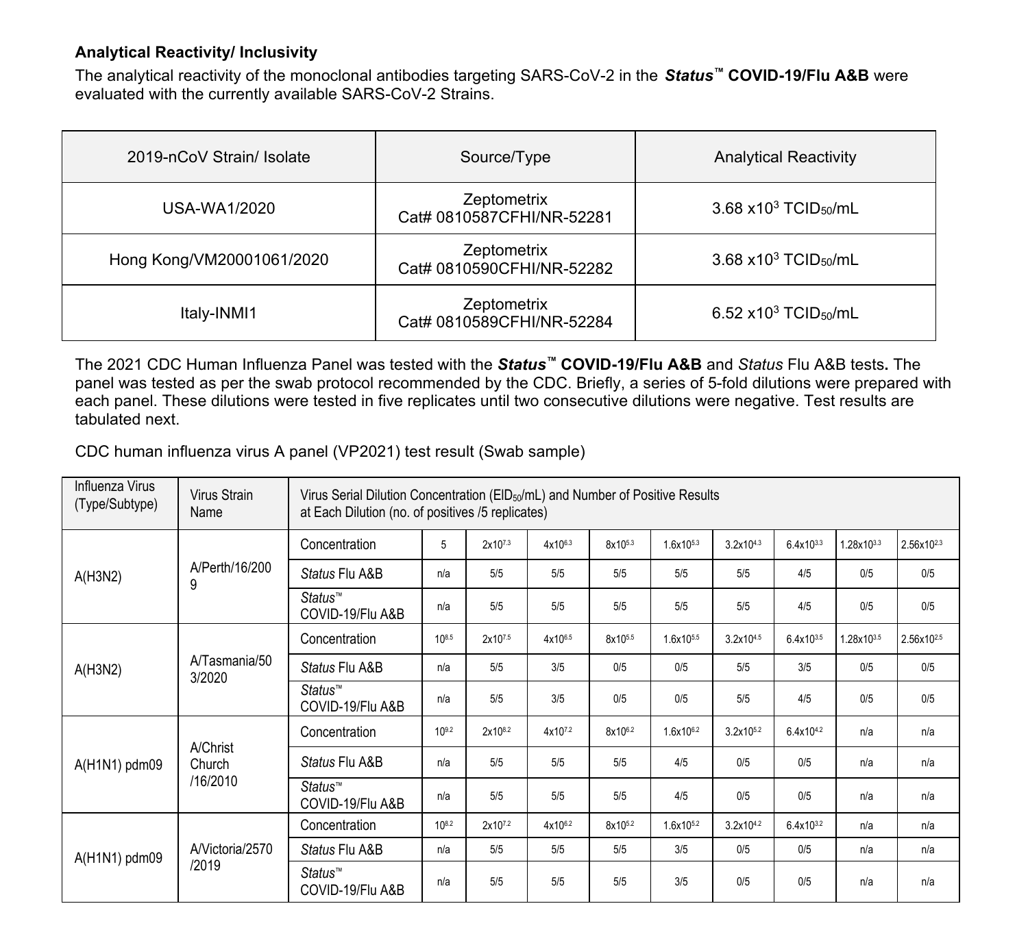**Analytical Reactivity/ Inclusivity**

The analytical reactivity of the monoclonal antibodies targeting SARS-CoV-2 in the ***Status*™ COVID-19/Flu A&B** were evaluated with the currently available SARS-CoV-2 Strains.

| 2019-nCoV Strain/ Isolate | Source/Type | Analytical Reactivity |
|---|---|---|
| USA-WA1/2020 | Zeptometrix Cat# 0810587CFHI/NR-52281 | $3.68 \times 10^3$ TCID$_{50}$/mL |
| Hong Kong/VM20001061/2020 | Zeptometrix Cat# 0810590CFHI/NR-52282 | $3.68 \times 10^3$ TCID$_{50}$/mL |
| Italy-INMI1 | Zeptometrix Cat# 0810589CFHI/NR-52284 | $6.52 \times 10^3$ TCID$_{50}$/mL |

The 2021 CDC Human Influenza Panel was tested with the ***Status*™ COVID-19/Flu A&B** and *Status* Flu A&B tests**.** The panel was tested as per the swab protocol recommended by the CDC. Briefly, a series of 5-fold dilutions were prepared with each panel. These dilutions were tested in five replicates until two consecutive dilutions were negative. Test results are tabulated next.

CDC human influenza virus A panel (VP2021) test result (Swab sample)

| Influenza Virus (Type/Subtype) | Virus Strain Name | Virus Serial Dilution Concentration (EID$_{50}$/mL) and Number of Positive Results at Each Dilution (no. of positives /5 replicates) | | | | | | | | | |
|---|---|---|---|---|---|---|---|---|---|---|---|
| A(H3N2) | A/Perth/16/2009 | Concentration | 5 | $2\times10^{7.3}$ | $4\times10^{6.3}$ | $8\times10^{5.3}$ | $1.6\times10^{5.3}$ | $3.2\times10^{4.3}$ | $6.4\times10^{3.3}$ | $1.28\times10^{3.3}$ | $2.56\times10^{2.3}$ |
| | | *Status* Flu A&B | n/a | 5/5 | 5/5 | 5/5 | 5/5 | 5/5 | 4/5 | 0/5 | 0/5 |
| | | *Status*™ COVID-19/Flu A&B | n/a | 5/5 | 5/5 | 5/5 | 5/5 | 5/5 | 4/5 | 0/5 | 0/5 |
| A(H3N2) | A/Tasmania/503/2020 | Concentration | $10^{8.5}$ | $2\times10^{7.5}$ | $4\times10^{6.5}$ | $8\times10^{5.5}$ | $1.6\times10^{5.5}$ | $3.2\times10^{4.5}$ | $6.4\times10^{3.5}$ | $1.28\times10^{3.5}$ | $2.56\times10^{2.5}$ |
| | | *Status* Flu A&B | n/a | 5/5 | 3/5 | 0/5 | 0/5 | 5/5 | 3/5 | 0/5 | 0/5 |
| | | *Status*™ COVID-19/Flu A&B | n/a | 5/5 | 3/5 | 0/5 | 0/5 | 5/5 | 4/5 | 0/5 | 0/5 |
| A(H1N1) pdm09 | A/Christ Church /16/2010 | Concentration | $10^{9.2}$ | $2\times10^{8.2}$ | $4\times10^{7.2}$ | $8\times10^{6.2}$ | $1.6\times10^{6.2}$ | $3.2\times10^{5.2}$ | $6.4\times10^{4.2}$ | n/a | n/a |
| | | *Status* Flu A&B | n/a | 5/5 | 5/5 | 5/5 | 4/5 | 0/5 | 0/5 | n/a | n/a |
| | | *Status*™ COVID-19/Flu A&B | n/a | 5/5 | 5/5 | 5/5 | 4/5 | 0/5 | 0/5 | n/a | n/a |
| A(H1N1) pdm09 | A/Victoria/2570/2019 | Concentration | $10^{8.2}$ | $2\times10^{7.2}$ | $4\times10^{6.2}$ | $8\times10^{5.2}$ | $1.6\times10^{5.2}$ | $3.2\times10^{4.2}$ | $6.4\times10^{3.2}$ | n/a | n/a |
| | | *Status* Flu A&B | n/a | 5/5 | 5/5 | 5/5 | 3/5 | 0/5 | 0/5 | n/a | n/a |
| | | *Status*™ COVID-19/Flu A&B | n/a | 5/5 | 5/5 | 5/5 | 3/5 | 0/5 | 0/5 | n/a | n/a |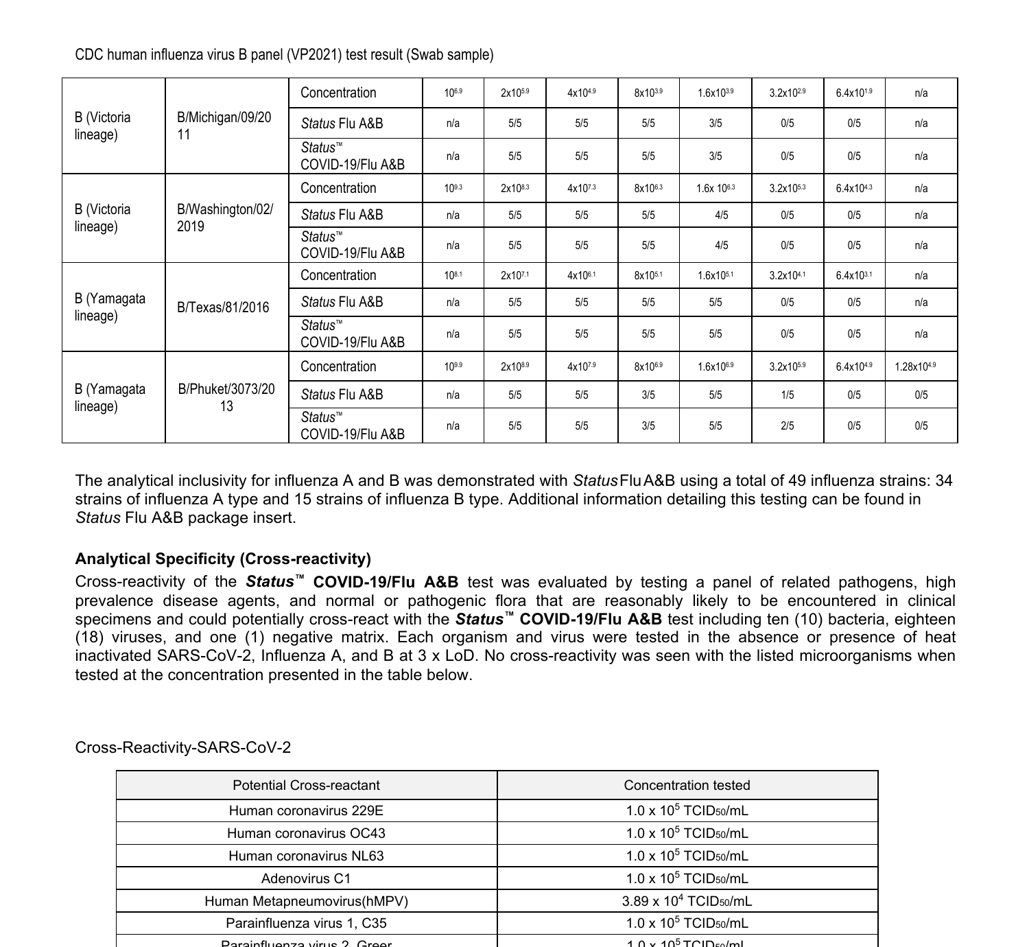CDC human influenza virus B panel (VP2021) test result (Swab sample)

| | | | | | | | | | | |
|---|---|---|---|---|---|---|---|---|---|---|
| B (Victoria lineage) | B/Michigan/09/2011 | Concentration | $10^{6.9}$ | $2x10^{5.9}$ | $4x10^{4.9}$ | $8x10^{3.9}$ | $1.6x10^{3.9}$ | $3.2x10^{2.9}$ | $6.4x10^{1.9}$ | n/a |
| | | *Status* Flu A&B | n/a | 5/5 | 5/5 | 5/5 | 3/5 | 0/5 | 0/5 | n/a |
| | | *Status*™ COVID-19/Flu A&B | n/a | 5/5 | 5/5 | 5/5 | 3/5 | 0/5 | 0/5 | n/a |
| B (Victoria lineage) | B/Washington/02/2019 | Concentration | $10^{9.3}$ | $2x10^{8.3}$ | $4x10^{7.3}$ | $8x10^{6.3}$ | $1.6x 10^{6.3}$ | $3.2x10^{5.3}$ | $6.4x10^{4.3}$ | n/a |
| | | *Status* Flu A&B | n/a | 5/5 | 5/5 | 5/5 | 4/5 | 0/5 | 0/5 | n/a |
| | | *Status*™ COVID-19/Flu A&B | n/a | 5/5 | 5/5 | 5/5 | 4/5 | 0/5 | 0/5 | n/a |
| B (Yamagata lineage) | B/Texas/81/2016 | Concentration | $10^{8.1}$ | $2x10^{7.1}$ | $4x10^{6.1}$ | $8x10^{5.1}$ | $1.6x10^{5.1}$ | $3.2x10^{4.1}$ | $6.4x10^{3.1}$ | n/a |
| | | *Status* Flu A&B | n/a | 5/5 | 5/5 | 5/5 | 5/5 | 0/5 | 0/5 | n/a |
| | | *Status*™ COVID-19/Flu A&B | n/a | 5/5 | 5/5 | 5/5 | 5/5 | 0/5 | 0/5 | n/a |
| B (Yamagata lineage) | B/Phuket/3073/2013 | Concentration | $10^{9.9}$ | $2x10^{8.9}$ | $4x10^{7.9}$ | $8x10^{6.9}$ | $1.6x10^{6.9}$ | $3.2x10^{5.9}$ | $6.4x10^{4.9}$ | $1.28x10^{4.9}$ |
| | | *Status* Flu A&B | n/a | 5/5 | 5/5 | 3/5 | 5/5 | 1/5 | 0/5 | 0/5 |
| | | *Status*™ COVID-19/Flu A&B | n/a | 5/5 | 5/5 | 3/5 | 5/5 | 2/5 | 0/5 | 0/5 |

The analytical inclusivity for influenza A and B was demonstrated with *Status* Flu A&B using a total of 49 influenza strains: 34 strains of influenza A type and 15 strains of influenza B type. Additional information detailing this testing can be found in *Status* Flu A&B package insert.

**Analytical Specificity (Cross-reactivity)**

Cross-reactivity of the ***Status*™ COVID-19/Flu A&B** test was evaluated by testing a panel of related pathogens, high prevalence disease agents, and normal or pathogenic flora that are reasonably likely to be encountered in clinical specimens and could potentially cross-react with the ***Status*™ COVID-19/Flu A&B** test including ten (10) bacteria, eighteen (18) viruses, and one (1) negative matrix. Each organism and virus were tested in the absence or presence of heat inactivated SARS-CoV-2, Influenza A, and B at 3 x LoD. No cross-reactivity was seen with the listed microorganisms when tested at the concentration presented in the table below.

Cross-Reactivity-SARS-CoV-2

| Potential Cross-reactant | Concentration tested |
|---|---|
| Human coronavirus 229E | $1.0 \times 10^5$ $TCID_{50}$/mL |
| Human coronavirus OC43 | $1.0 \times 10^5$ $TCID_{50}$/mL |
| Human coronavirus NL63 | $1.0 \times 10^5$ $TCID_{50}$/mL |
| Adenovirus C1 | $1.0 \times 10^5$ $TCID_{50}$/mL |
| Human Metapneumovirus(hMPV) | $3.89 \times 10^4$ $TCID_{50}$/mL |
| Parainfluenza virus 1, C35 | $1.0 \times 10^5$ $TCID_{50}$/mL |
| Parainfluenza virus 2, Greer | $1.0 \times 10^5$ $TCID_{50}$/mL |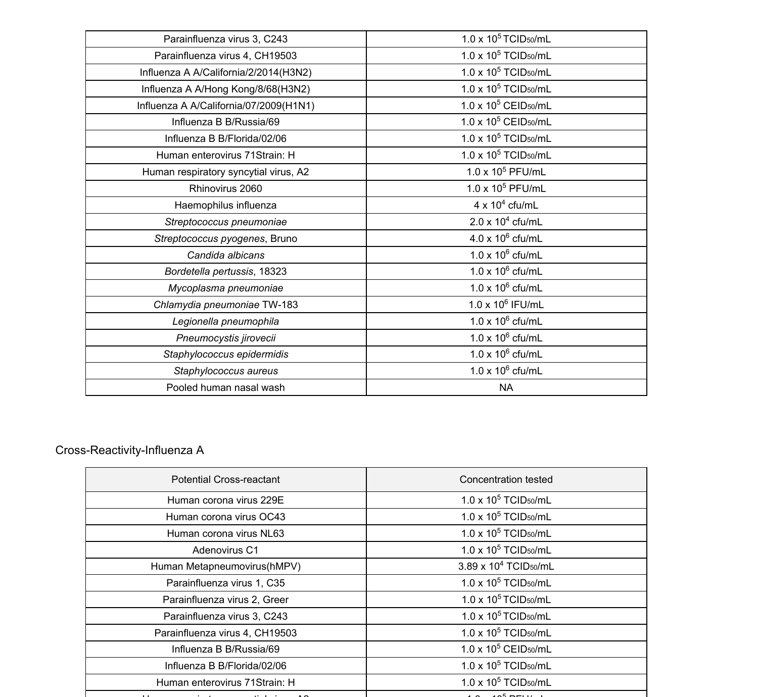| | |
|---|---|
| Parainfluenza virus 3, C243 | 1.0 x $10^5$ $TCID_{50}$/mL |
| Parainfluenza virus 4, CH19503 | 1.0 x $10^5$ $TCID_{50}$/mL |
| Influenza A A/California/2/2014(H3N2) | 1.0 x $10^5$ $TCID_{50}$/mL |
| Influenza A A/Hong Kong/8/68(H3N2) | 1.0 x $10^5$ $TCID_{50}$/mL |
| Influenza A A/California/07/2009(H1N1) | 1.0 x $10^5$ $CEID_{50}$/mL |
| Influenza B B/Russia/69 | 1.0 x $10^5$ $CEID_{50}$/mL |
| Influenza B B/Florida/02/06 | 1.0 x $10^5$ $TCID_{50}$/mL |
| Human enterovirus 71Strain: H | 1.0 x $10^5$ $TCID_{50}$/mL |
| Human respiratory syncytial virus, A2 | 1.0 x $10^5$ PFU/mL |
| Rhinovirus 2060 | 1.0 x $10^5$ PFU/mL |
| Haemophilus influenza | 4 x $10^4$ cfu/mL |
| *Streptococcus pneumoniae* | 2.0 x $10^4$ cfu/mL |
| *Streptococcus pyogenes*, Bruno | 4.0 x $10^6$ cfu/mL |
| *Candida albicans* | 1.0 x $10^6$ cfu/mL |
| *Bordetella pertussis*, 18323 | 1.0 x $10^6$ cfu/mL |
| *Mycoplasma pneumoniae* | 1.0 x $10^6$ cfu/mL |
| *Chlamydia pneumoniae* TW-183 | 1.0 x $10^6$ IFU/mL |
| *Legionella pneumophila* | 1.0 x $10^6$ cfu/mL |
| *Pneumocystis jirovecii* | 1.0 x $10^6$ cfu/mL |
| *Staphylococcus epidermidis* | 1.0 x $10^6$ cfu/mL |
| *Staphylococcus aureus* | 1.0 x $10^6$ cfu/mL |
| Pooled human nasal wash | NA |

Cross-Reactivity-Influenza A

| Potential Cross-reactant | Concentration tested |
|---|---|
| Human corona virus 229E | 1.0 x $10^5$ $TCID_{50}$/mL |
| Human corona virus OC43 | 1.0 x $10^5$ $TCID_{50}$/mL |
| Human corona virus NL63 | 1.0 x $10^5$ $TCID_{50}$/mL |
| Adenovirus C1 | 1.0 x $10^5$ $TCID_{50}$/mL |
| Human Metapneumovirus(hMPV) | 3.89 x $10^4$ $TCID_{50}$/mL |
| Parainfluenza virus 1, C35 | 1.0 x $10^5$ $TCID_{50}$/mL |
| Parainfluenza virus 2, Greer | 1.0 x $10^5$ $TCID_{50}$/mL |
| Parainfluenza virus 3, C243 | 1.0 x $10^5$ $TCID_{50}$/mL |
| Parainfluenza virus 4, CH19503 | 1.0 x $10^5$ $TCID_{50}$/mL |
| Influenza B B/Russia/69 | 1.0 x $10^5$ $CEID_{50}$/mL |
| Influenza B B/Florida/02/06 | 1.0 x $10^5$ $TCID_{50}$/mL |
| Human enterovirus 71Strain: H | 1.0 x $10^5$ $TCID_{50}$/mL |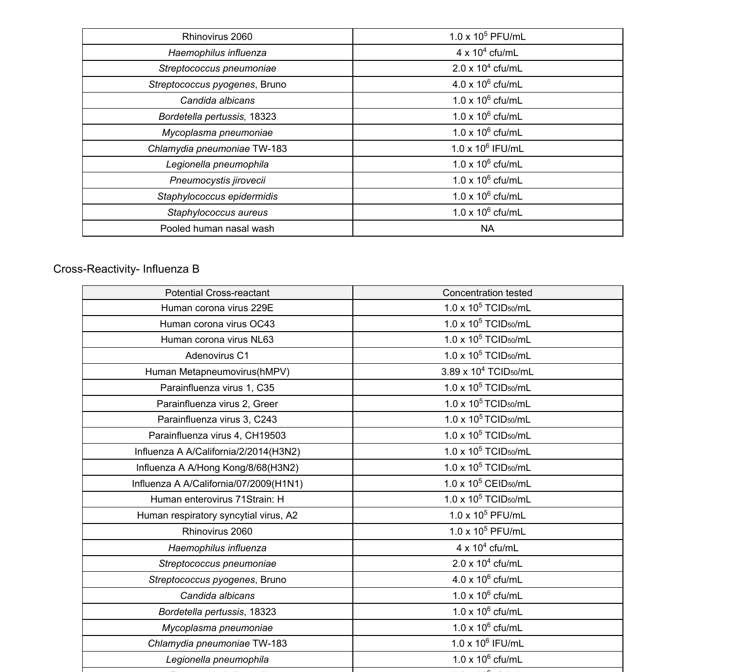| | |
|---|---|
| Rhinovirus 2060 | $1.0 \times 10^5$ PFU/mL |
| *Haemophilus influenza* | $4 \times 10^4$ cfu/mL |
| *Streptococcus pneumoniae* | $2.0 \times 10^4$ cfu/mL |
| *Streptococcus pyogenes*, Bruno | $4.0 \times 10^6$ cfu/mL |
| *Candida albicans* | $1.0 \times 10^6$ cfu/mL |
| *Bordetella pertussis,* 18323 | $1.0 \times 10^6$ cfu/mL |
| *Mycoplasma pneumoniae* | $1.0 \times 10^6$ cfu/mL |
| *Chlamydia pneumoniae* TW-183 | $1.0 \times 10^6$ IFU/mL |
| *Legionella pneumophila* | $1.0 \times 10^6$ cfu/mL |
| *Pneumocystis jirovecii* | $1.0 \times 10^6$ cfu/mL |
| *Staphylococcus epidermidis* | $1.0 \times 10^6$ cfu/mL |
| *Staphylococcus aureus* | $1.0 \times 10^6$ cfu/mL |
| Pooled human nasal wash | NA |

Cross-Reactivity- Influenza B

| Potential Cross-reactant | Concentration tested |
|---|---|
| Human corona virus 229E | $1.0 \times 10^5$ $TCID_{50}$/mL |
| Human corona virus OC43 | $1.0 \times 10^5$ $TCID_{50}$/mL |
| Human corona virus NL63 | $1.0 \times 10^5$ $TCID_{50}$/mL |
| Adenovirus C1 | $1.0 \times 10^5$ $TCID_{50}$/mL |
| Human Metapneumovirus(hMPV) | $3.89 \times 10^4$ $TCID_{50}$/mL |
| Parainfluenza virus 1, C35 | $1.0 \times 10^5$ $TCID_{50}$/mL |
| Parainfluenza virus 2, Greer | $1.0 \times 10^5$ $TCID_{50}$/mL |
| Parainfluenza virus 3, C243 | $1.0 \times 10^5$ $TCID_{50}$/mL |
| Parainfluenza virus 4, CH19503 | $1.0 \times 10^5$ $TCID_{50}$/mL |
| Influenza A A/California/2/2014(H3N2) | $1.0 \times 10^5$ $TCID_{50}$/mL |
| Influenza A A/Hong Kong/8/68(H3N2) | $1.0 \times 10^5$ $TCID_{50}$/mL |
| Influenza A A/California/07/2009(H1N1) | $1.0 \times 10^5$ $CEID_{50}$/mL |
| Human enterovirus 71Strain: H | $1.0 \times 10^5$ $TCID_{50}$/mL |
| Human respiratory syncytial virus, A2 | $1.0 \times 10^5$ PFU/mL |
| Rhinovirus 2060 | $1.0 \times 10^5$ PFU/mL |
| *Haemophilus influenza* | $4 \times 10^4$ cfu/mL |
| *Streptococcus pneumoniae* | $2.0 \times 10^4$ cfu/mL |
| *Streptococcus pyogenes*, Bruno | $4.0 \times 10^6$ cfu/mL |
| *Candida albicans* | $1.0 \times 10^6$ cfu/mL |
| *Bordetella pertussis*, 18323 | $1.0 \times 10^6$ cfu/mL |
| *Mycoplasma pneumoniae* | $1.0 \times 10^6$ cfu/mL |
| *Chlamydia pneumoniae* TW-183 | $1.0 \times 10^6$ IFU/mL |
| *Legionella pneumophila* | $1.0 \times 10^6$ cfu/mL |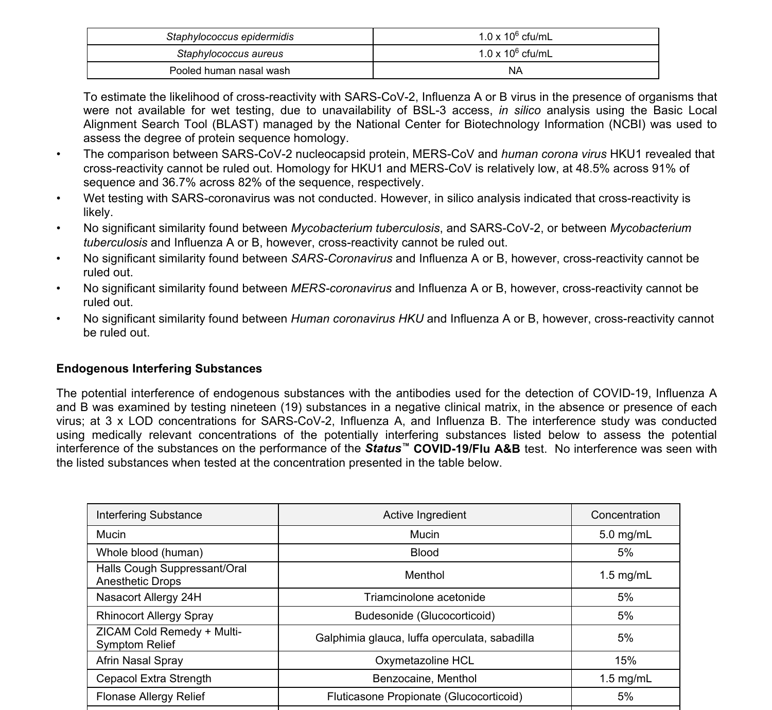| | |
|---|---|
| *Staphylococcus epidermidis* | $1.0 \times 10^6$ cfu/mL |
| *Staphylococcus aureus* | $1.0 \times 10^6$ cfu/mL |
| Pooled human nasal wash | NA |

To estimate the likelihood of cross-reactivity with SARS-CoV-2, Influenza A or B virus in the presence of organisms that were not available for wet testing, due to unavailability of BSL-3 access, *in silico* analysis using the Basic Local Alignment Search Tool (BLAST) managed by the National Center for Biotechnology Information (NCBI) was used to assess the degree of protein sequence homology.

- The comparison between SARS-CoV-2 nucleocapsid protein, MERS-CoV and *human corona virus* HKU1 revealed that cross-reactivity cannot be ruled out. Homology for HKU1 and MERS-CoV is relatively low, at 48.5% across 91% of sequence and 36.7% across 82% of the sequence, respectively.
- Wet testing with SARS-coronavirus was not conducted. However, in silico analysis indicated that cross-reactivity is likely.
- No significant similarity found between *Mycobacterium tuberculosis*, and SARS-CoV-2, or between *Mycobacterium tuberculosis* and Influenza A or B, however, cross-reactivity cannot be ruled out.
- No significant similarity found between *SARS-Coronavirus* and Influenza A or B, however, cross-reactivity cannot be ruled out.
- No significant similarity found between *MERS-coronavirus* and Influenza A or B, however, cross-reactivity cannot be ruled out.
- No significant similarity found between *Human coronavirus HKU* and Influenza A or B, however, cross-reactivity cannot be ruled out.

### Endogenous Interfering Substances

The potential interference of endogenous substances with the antibodies used for the detection of COVID-19, Influenza A and B was examined by testing nineteen (19) substances in a negative clinical matrix, in the absence or presence of each virus; at 3 x LOD concentrations for SARS-CoV-2, Influenza A, and Influenza B. The interference study was conducted using medically relevant concentrations of the potentially interfering substances listed below to assess the potential interference of the substances on the performance of the ***Status*™ COVID-19/Flu A&B** test. No interference was seen with the listed substances when tested at the concentration presented in the table below.

| Interfering Substance | Active Ingredient | Concentration |
|---|---|---|
| Mucin | Mucin | 5.0 mg/mL |
| Whole blood (human) | Blood | 5% |
| Halls Cough Suppressant/Oral Anesthetic Drops | Menthol | 1.5 mg/mL |
| Nasacort Allergy 24H | Triamcinolone acetonide | 5% |
| Rhinocort Allergy Spray | Budesonide (Glucocorticoid) | 5% |
| ZICAM Cold Remedy + Multi-Symptom Relief | Galphimia glauca, luffa operculata, sabadilla | 5% |
| Afrin Nasal Spray | Oxymetazoline HCL | 15% |
| Cepacol Extra Strength | Benzocaine, Menthol | 1.5 mg/mL |
| Flonase Allergy Relief | Fluticasone Propionate (Glucocorticoid) | 5% |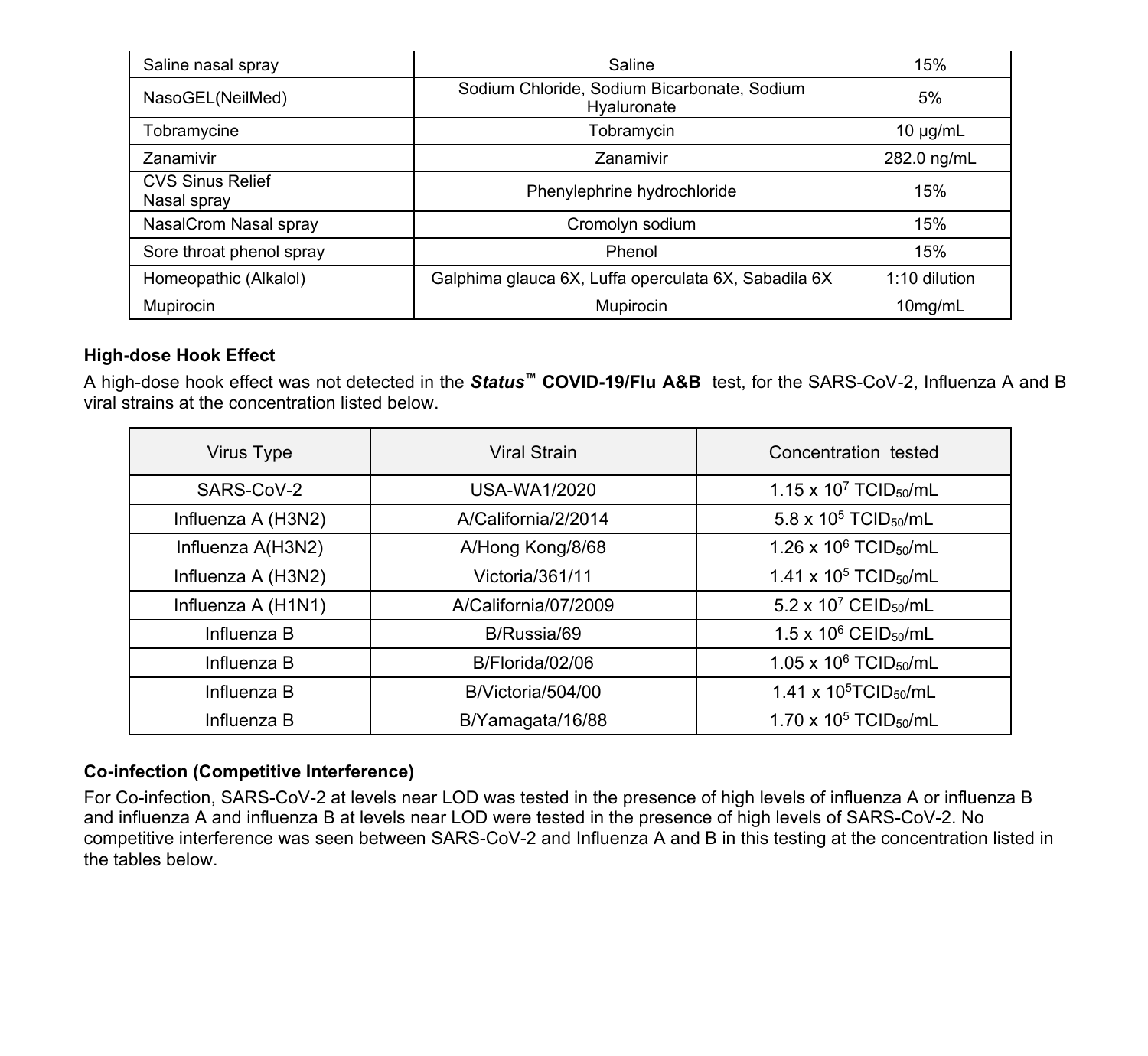| | | |
|---|---|---|
| Saline nasal spray | Saline | 15% |
| NasoGEL(NeilMed) | Sodium Chloride, Sodium Bicarbonate, Sodium Hyaluronate | 5% |
| Tobramycine | Tobramycin | 10 µg/mL |
| Zanamivir | Zanamivir | 282.0 ng/mL |
| CVS Sinus Relief Nasal spray | Phenylephrine hydrochloride | 15% |
| NasalCrom Nasal spray | Cromolyn sodium | 15% |
| Sore throat phenol spray | Phenol | 15% |
| Homeopathic (Alkalol) | Galphima glauca 6X, Luffa operculata 6X, Sabadila 6X | 1:10 dilution |
| Mupirocin | Mupirocin | 10mg/mL |

**High-dose Hook Effect**

A high-dose hook effect was not detected in the ***Status***™ **COVID-19/Flu A&B** test, for the SARS-CoV-2, Influenza A and B viral strains at the concentration listed below.

| Virus Type | Viral Strain | Concentration tested |
|---|---|---|
| SARS-CoV-2 | USA-WA1/2020 | $1.15 \times 10^7$ $TCID_{50}$/mL |
| Influenza A (H3N2) | A/California/2/2014 | $5.8 \times 10^5$ $TCID_{50}$/mL |
| Influenza A(H3N2) | A/Hong Kong/8/68 | $1.26 \times 10^6$ $TCID_{50}$/mL |
| Influenza A (H3N2) | Victoria/361/11 | $1.41 \times 10^5$ $TCID_{50}$/mL |
| Influenza A (H1N1) | A/California/07/2009 | $5.2 \times 10^7$ $CEID_{50}$/mL |
| Influenza B | B/Russia/69 | $1.5 \times 10^6$ $CEID_{50}$/mL |
| Influenza B | B/Florida/02/06 | $1.05 \times 10^6$ $TCID_{50}$/mL |
| Influenza B | B/Victoria/504/00 | $1.41 \times 10^5$ $TCID_{50}$/mL |
| Influenza B | B/Yamagata/16/88 | $1.70 \times 10^5$ $TCID_{50}$/mL |

**Co-infection (Competitive Interference)**

For Co-infection, SARS-CoV-2 at levels near LOD was tested in the presence of high levels of influenza A or influenza B and influenza A and influenza B at levels near LOD were tested in the presence of high levels of SARS-CoV-2. No competitive interference was seen between SARS-CoV-2 and Influenza A and B in this testing at the concentration listed in the tables below.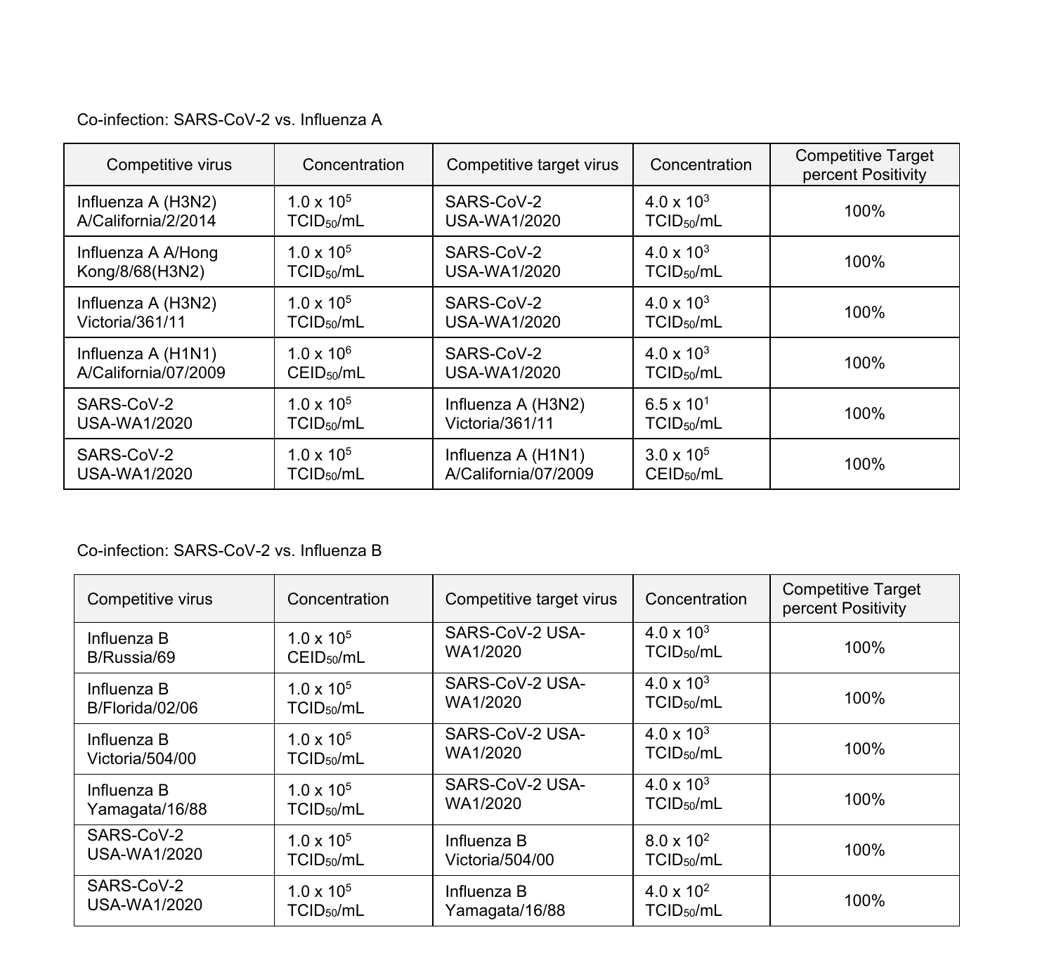Co-infection: SARS-CoV-2 vs. Influenza A

| Competitive virus | Concentration | Competitive target virus | Concentration | Competitive Target percent Positivity |
|---|---|---|---|---|
| Influenza A (H3N2) A/California/2/2014 | $1.0 \times 10^5$ $TCID_{50}$/mL | SARS-CoV-2 USA-WA1/2020 | $4.0 \times 10^3$ $TCID_{50}$/mL | 100% |
| Influenza A A/Hong Kong/8/68(H3N2) | $1.0 \times 10^5$ $TCID_{50}$/mL | SARS-CoV-2 USA-WA1/2020 | $4.0 \times 10^3$ $TCID_{50}$/mL | 100% |
| Influenza A (H3N2) Victoria/361/11 | $1.0 \times 10^5$ $TCID_{50}$/mL | SARS-CoV-2 USA-WA1/2020 | $4.0 \times 10^3$ $TCID_{50}$/mL | 100% |
| Influenza A (H1N1) A/California/07/2009 | $1.0 \times 10^6$ $CEID_{50}$/mL | SARS-CoV-2 USA-WA1/2020 | $4.0 \times 10^3$ $TCID_{50}$/mL | 100% |
| SARS-CoV-2 USA-WA1/2020 | $1.0 \times 10^5$ $TCID_{50}$/mL | Influenza A (H3N2) Victoria/361/11 | $6.5 \times 10^1$ $TCID_{50}$/mL | 100% |
| SARS-CoV-2 USA-WA1/2020 | $1.0 \times 10^5$ $TCID_{50}$/mL | Influenza A (H1N1) A/California/07/2009 | $3.0 \times 10^5$ $CEID_{50}$/mL | 100% |

Co-infection: SARS-CoV-2 vs. Influenza B

| Competitive virus | Concentration | Competitive target virus | Concentration | Competitive Target percent Positivity |
|---|---|---|---|---|
| Influenza B B/Russia/69 | $1.0 \times 10^5$ $CEID_{50}$/mL | SARS-CoV-2 USA-WA1/2020 | $4.0 \times 10^3$ $TCID_{50}$/mL | 100% |
| Influenza B B/Florida/02/06 | $1.0 \times 10^5$ $TCID_{50}$/mL | SARS-CoV-2 USA-WA1/2020 | $4.0 \times 10^3$ $TCID_{50}$/mL | 100% |
| Influenza B Victoria/504/00 | $1.0 \times 10^5$ $TCID_{50}$/mL | SARS-CoV-2 USA-WA1/2020 | $4.0 \times 10^3$ $TCID_{50}$/mL | 100% |
| Influenza B Yamagata/16/88 | $1.0 \times 10^5$ $TCID_{50}$/mL | SARS-CoV-2 USA-WA1/2020 | $4.0 \times 10^3$ $TCID_{50}$/mL | 100% |
| SARS-CoV-2 USA-WA1/2020 | $1.0 \times 10^5$ $TCID_{50}$/mL | Influenza B Victoria/504/00 | $8.0 \times 10^2$ $TCID_{50}$/mL | 100% |
| SARS-CoV-2 USA-WA1/2020 | $1.0 \times 10^5$ $TCID_{50}$/mL | Influenza B Yamagata/16/88 | $4.0 \times 10^2$ $TCID_{50}$/mL | 100% |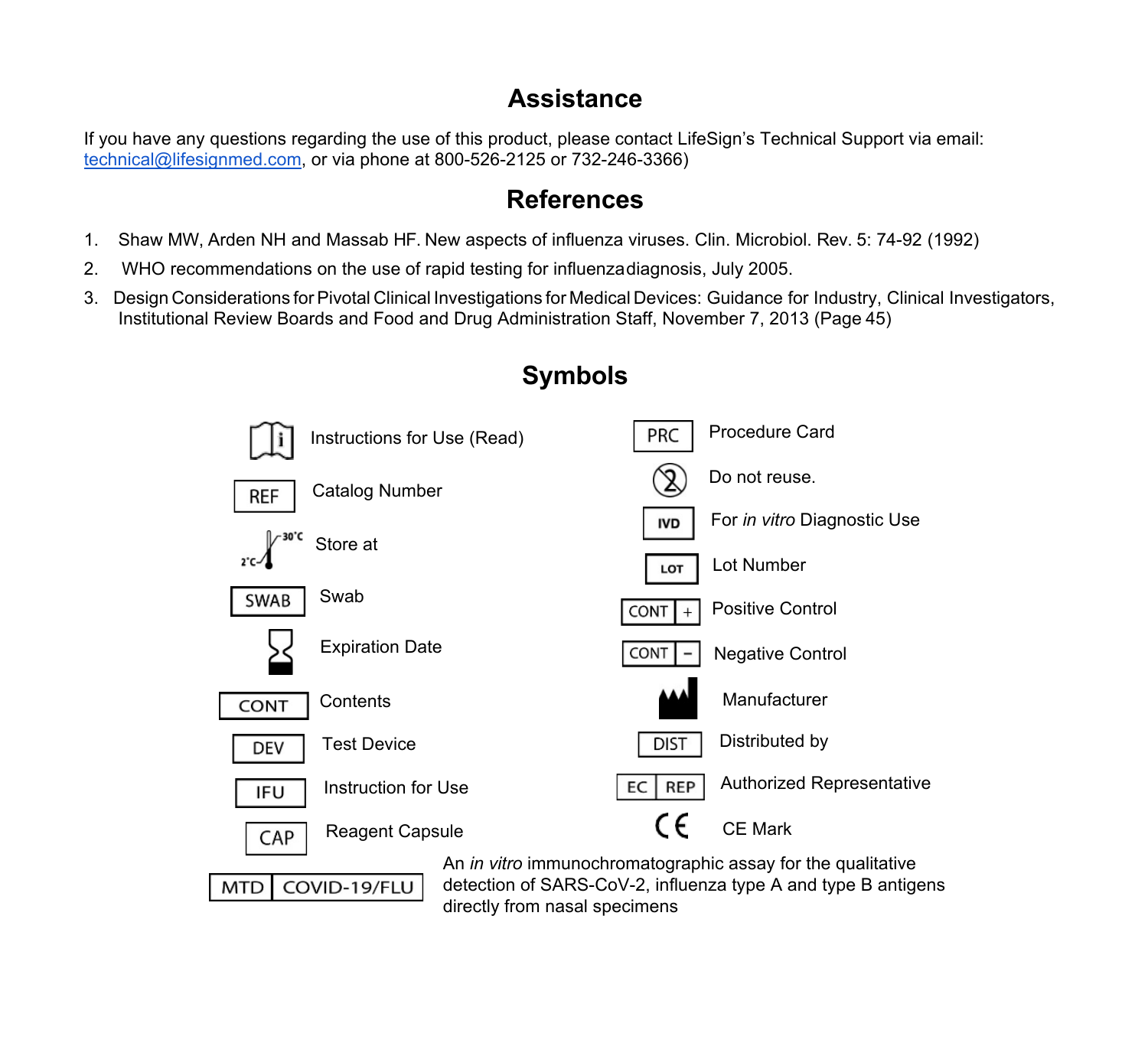## Assistance

If you have any questions regarding the use of this product, please contact LifeSign's Technical Support via email: technical@lifesignmed.com, or via phone at 800-526-2125 or 732-246-3366)

## References

1. Shaw MW, Arden NH and Massab HF. New aspects of influenza viruses. Clin. Microbiol. Rev. 5: 74-92 (1992)
2. WHO recommendations on the use of rapid testing for influenza diagnosis, July 2005.
3. Design Considerations for Pivotal Clinical Investigations for Medical Devices: Guidance for Industry, Clinical Investigators, Institutional Review Boards and Food and Drug Administration Staff, November 7, 2013 (Page 45)

## Symbols

| Symbol | Meaning |
| --- | --- |
| [i] | Instructions for Use (Read) |
| REF | Catalog Number |
| 2°C–30°C | Store at |
| SWAB | Swab |
| (hourglass) | Expiration Date |
| CONT | Contents |
| DEV | Test Device |
| IFU | Instruction for Use |
| CAP | Reagent Capsule |
| PRC | Procedure Card |
| (crossed 2) | Do not reuse. |
| IVD | For *in vitro* Diagnostic Use |
| LOT | Lot Number |
| CONT + | Positive Control |
| CONT − | Negative Control |
| (factory) | Manufacturer |
| DIST | Distributed by |
| EC REP | Authorized Representative |
| CE | CE Mark |
| MTD COVID-19/FLU | An *in vitro* immunochromatographic assay for the qualitative detection of SARS-CoV-2, influenza type A and type B antigens directly from nasal specimens |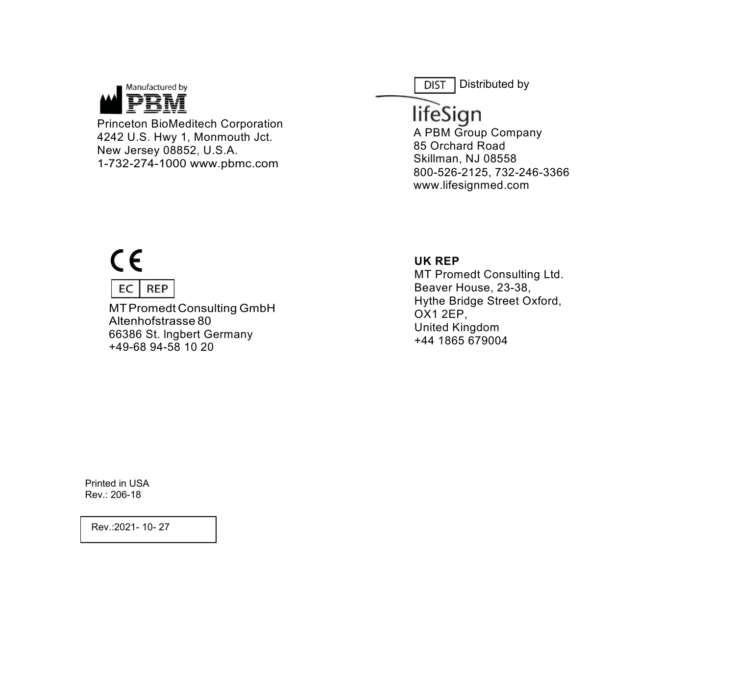Manufactured by

**PBM**

Princeton BioMeditech Corporation
4242 U.S. Hwy 1, Monmouth Jct.
New Jersey 08852, U.S.A.
1-732-274-1000 www.pbmc.com

DIST Distributed by

lifeSign

A PBM Group Company
85 Orchard Road
Skillman, NJ 08558
800-526-2125, 732-246-3366
www.lifesignmed.com

CE

EC REP

MT Promedt Consulting GmbH
Altenhofstrasse 80
66386 St. Ingbert Germany
+49-68 94-58 10 20

**UK REP**
MT Promedt Consulting Ltd.
Beaver House, 23-38,
Hythe Bridge Street Oxford,
OX1 2EP,
United Kingdom
+44 1865 679004

Printed in USA
Rev.: 206-18

Rev.:2021- 10- 27